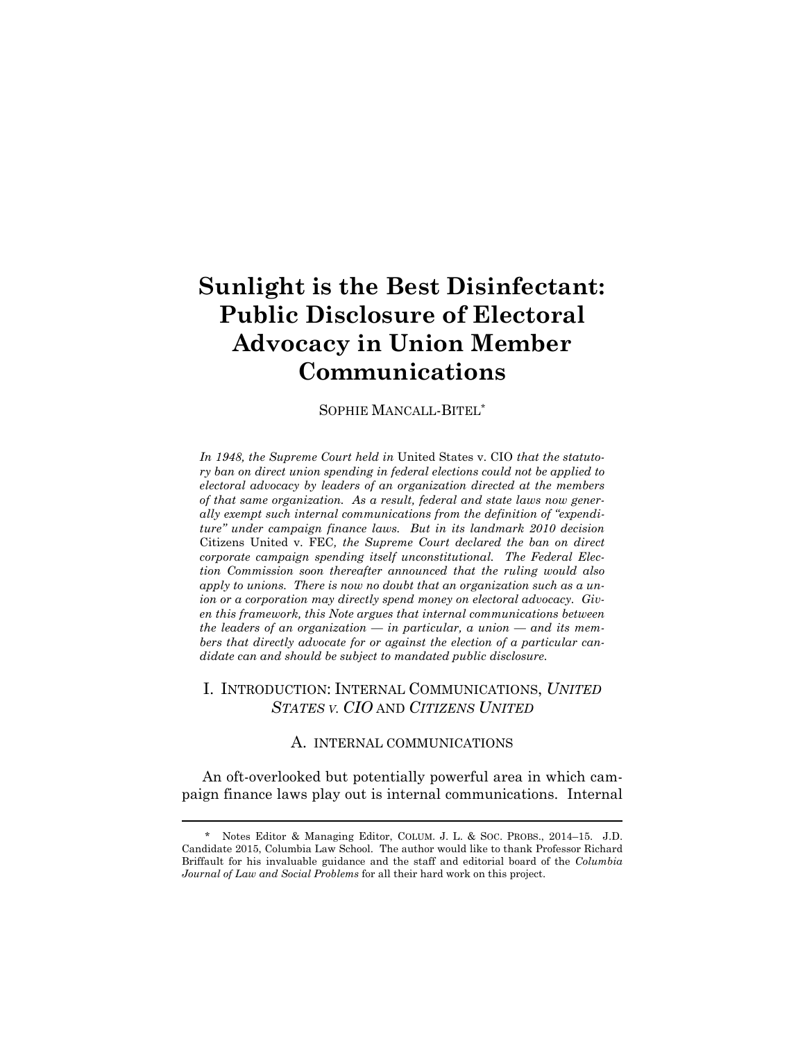# Sunlight is the Best Disinfectant: Public Disclosure of Electoral Advocacy in Union Member Communications

SOPHIE MANCALL-BITEL*

*In 1948, the Supreme Court held in* United States v. CIO *that the statutory ban on direct union spending in federal elections could not be applied to electoral advocacy by leaders of an organization directed at the members of that same organization. As a result, federal and state laws now generally exempt such internal communications from the definition of "expenditure" under campaign finance laws. But in its landmark 2010 decision* Citizens United v. FEC*, the Supreme Court declared the ban on direct corporate campaign spending itself unconstitutional. The Federal Election Commission soon thereafter announced that the ruling would also apply to unions. There is now no doubt that an organization such as a union or a corporation may directly spend money on electoral advocacy. Given this framework, this Note argues that internal communications between the leaders of an organization — in particular, a union — and its members that directly advocate for or against the election of a particular candidate can and should be subject to mandated public disclosure.*

## I. INTRODUCTION: INTERNAL COMMUNICATIONS, *UNITED STATES V. CIO* AND *CITIZENS UNITED*

### A. INTERNAL COMMUNICATIONS

An oft-overlooked but potentially powerful area in which campaign finance laws play out is internal communications. Internal

---

\* Notes Editor & Managing Editor, COLUM. J. L. & SOC. PROBS., 2014–15. J.D. Candidate 2015, Columbia Law School. The author would like to thank Professor Richard Briffault for his invaluable guidance and the staff and editorial board of the *Columbia Journal of Law and Social Problems* for all their hard work on this project.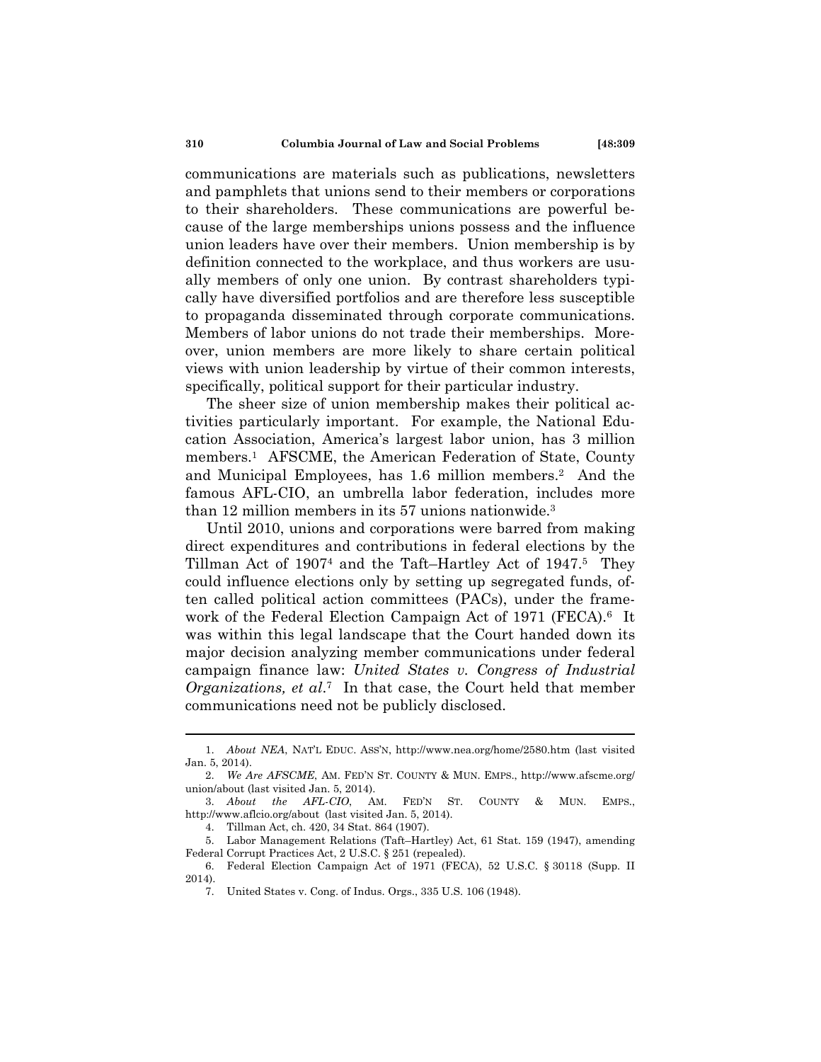communications are materials such as publications, newsletters and pamphlets that unions send to their members or corporations to their shareholders. These communications are powerful because of the large memberships unions possess and the influence union leaders have over their members. Union membership is by definition connected to the workplace, and thus workers are usually members of only one union. By contrast shareholders typically have diversified portfolios and are therefore less susceptible to propaganda disseminated through corporate communications. Members of labor unions do not trade their memberships. Moreover, union members are more likely to share certain political views with union leadership by virtue of their common interests, specifically, political support for their particular industry.

The sheer size of union membership makes their political activities particularly important. For example, the National Education Association, America's largest labor union, has 3 million members.[1] AFSCME, the American Federation of State, County and Municipal Employees, has 1.6 million members.[2] And the famous AFL-CIO, an umbrella labor federation, includes more than 12 million members in its 57 unions nationwide.[3]

Until 2010, unions and corporations were barred from making direct expenditures and contributions in federal elections by the Tillman Act of 1907[4] and the Taft–Hartley Act of 1947.[5] They could influence elections only by setting up segregated funds, often called political action committees (PACs), under the framework of the Federal Election Campaign Act of 1971 (FECA).[6] It was within this legal landscape that the Court handed down its major decision analyzing member communications under federal campaign finance law: *United States v. Congress of Industrial Organizations, et al*.[7] In that case, the Court held that member communications need not be publicly disclosed.

---

1. *About NEA*, NAT'L EDUC. ASS'N, http://www.nea.org/home/2580.htm (last visited Jan. 5, 2014).
2. *We Are AFSCME*, AM. FED'N ST. COUNTY & MUN. EMPS., http://www.afscme.org/union/about (last visited Jan. 5, 2014).
3. *About the AFL-CIO*, AM. FED'N ST. COUNTY & MUN. EMPS., http://www.aflcio.org/about (last visited Jan. 5, 2014).
4. Tillman Act, ch. 420, 34 Stat. 864 (1907).
5. Labor Management Relations (Taft–Hartley) Act, 61 Stat. 159 (1947), amending Federal Corrupt Practices Act, 2 U.S.C. § 251 (repealed).
6. Federal Election Campaign Act of 1971 (FECA), 52 U.S.C. § 30118 (Supp. II 2014).
7. United States v. Cong. of Indus. Orgs., 335 U.S. 106 (1948).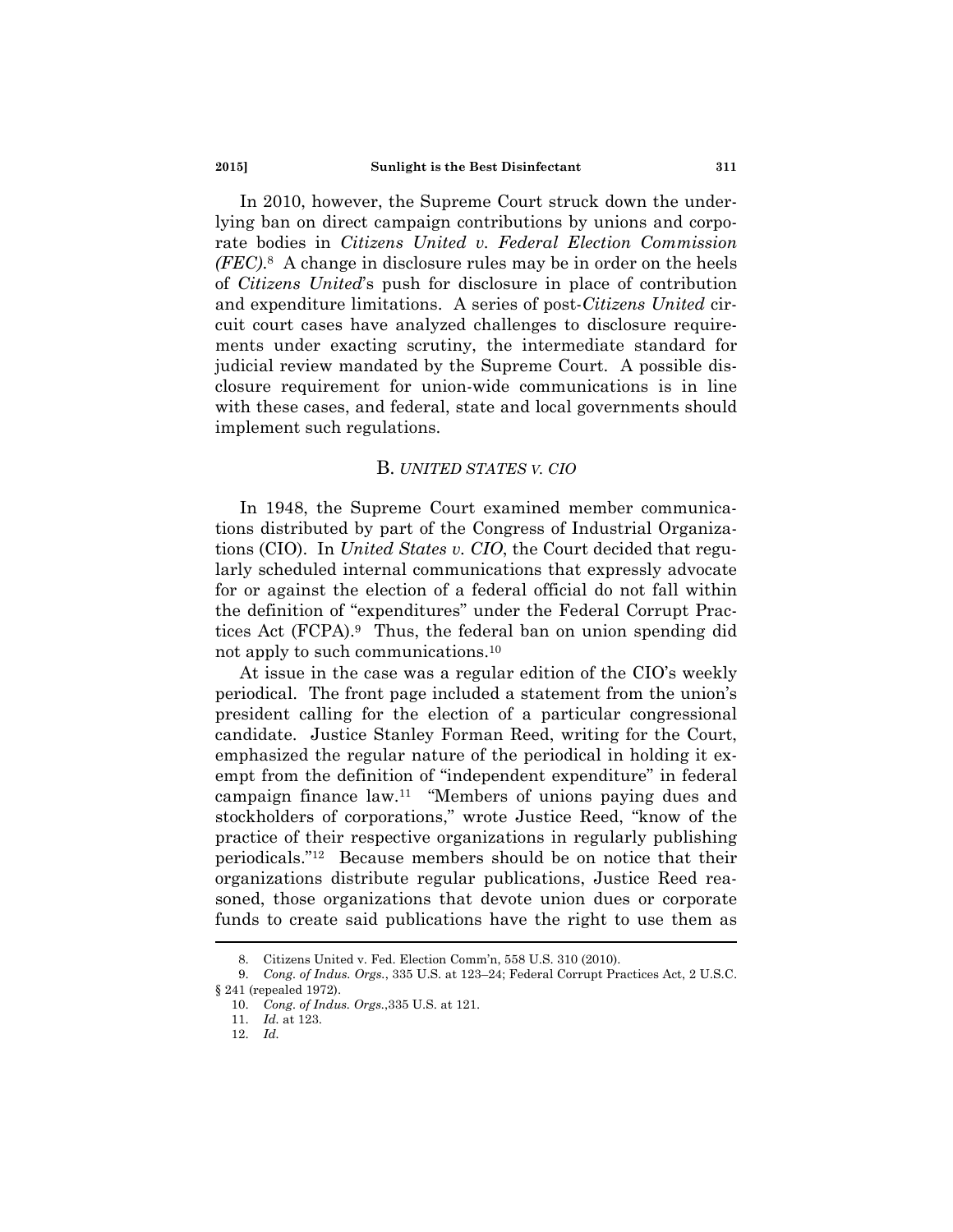In 2010, however, the Supreme Court struck down the underlying ban on direct campaign contributions by unions and corporate bodies in *Citizens United v. Federal Election Commission (FEC)*.[8] A change in disclosure rules may be in order on the heels of *Citizens United*'s push for disclosure in place of contribution and expenditure limitations. A series of post-*Citizens United* circuit court cases have analyzed challenges to disclosure requirements under exacting scrutiny, the intermediate standard for judicial review mandated by the Supreme Court. A possible disclosure requirement for union-wide communications is in line with these cases, and federal, state and local governments should implement such regulations.

## B. *UNITED STATES V. CIO*

In 1948, the Supreme Court examined member communications distributed by part of the Congress of Industrial Organizations (CIO). In *United States v. CIO*, the Court decided that regularly scheduled internal communications that expressly advocate for or against the election of a federal official do not fall within the definition of "expenditures" under the Federal Corrupt Practices Act (FCPA).[9] Thus, the federal ban on union spending did not apply to such communications.[10]

At issue in the case was a regular edition of the CIO's weekly periodical. The front page included a statement from the union's president calling for the election of a particular congressional candidate. Justice Stanley Forman Reed, writing for the Court, emphasized the regular nature of the periodical in holding it exempt from the definition of "independent expenditure" in federal campaign finance law.[11] "Members of unions paying dues and stockholders of corporations," wrote Justice Reed, "know of the practice of their respective organizations in regularly publishing periodicals."[12] Because members should be on notice that their organizations distribute regular publications, Justice Reed reasoned, those organizations that devote union dues or corporate funds to create said publications have the right to use them as

---

8. Citizens United v. Fed. Election Comm'n, 558 U.S. 310 (2010).

9. *Cong. of Indus. Orgs.*, 335 U.S. at 123–24; Federal Corrupt Practices Act, 2 U.S.C. § 241 (repealed 1972).

10. *Cong. of Indus. Orgs.*,335 U.S. at 121.

11. *Id.* at 123.

12. *Id.*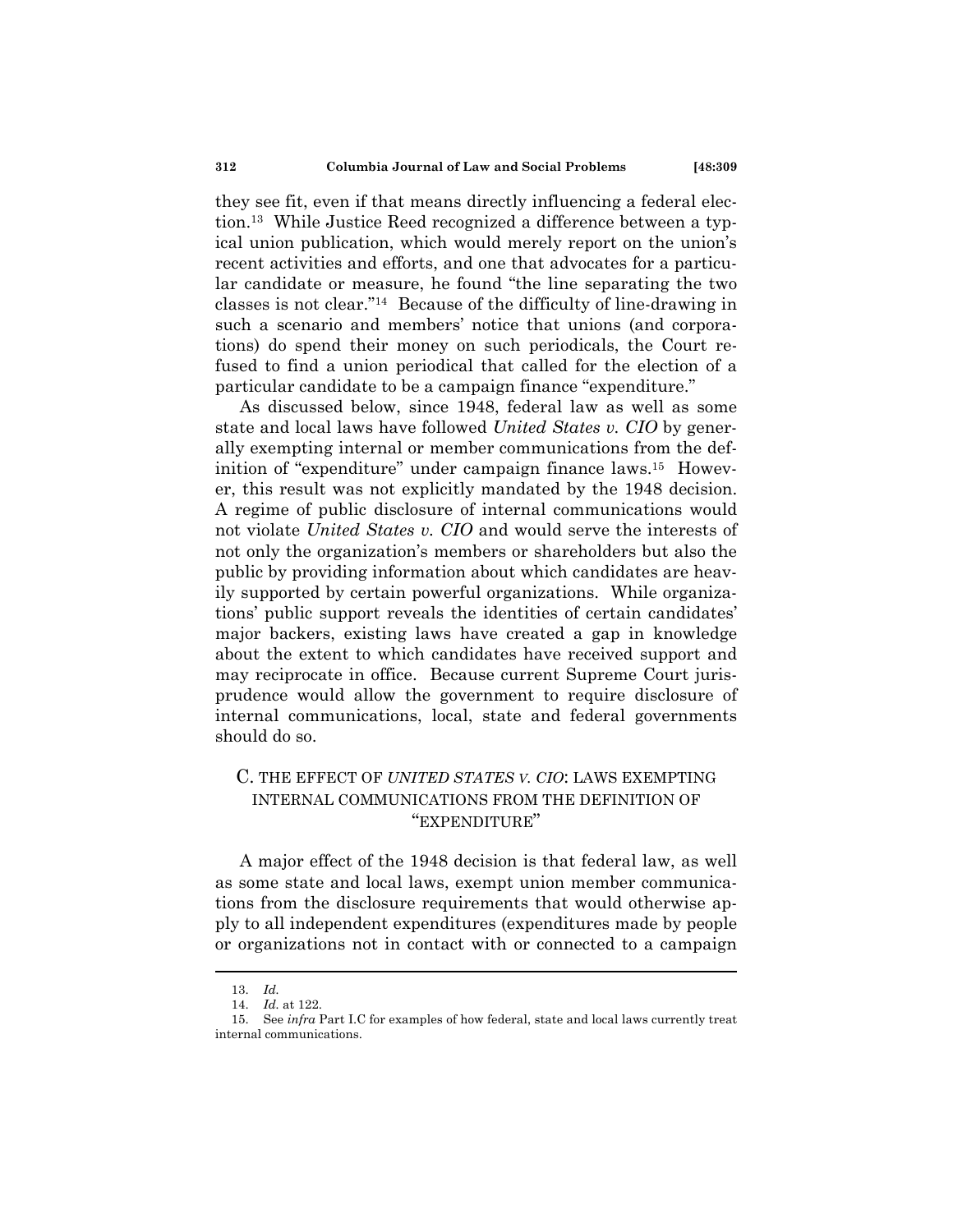they see fit, even if that means directly influencing a federal election.[13] While Justice Reed recognized a difference between a typical union publication, which would merely report on the union's recent activities and efforts, and one that advocates for a particular candidate or measure, he found "the line separating the two classes is not clear."[14] Because of the difficulty of line-drawing in such a scenario and members' notice that unions (and corporations) do spend their money on such periodicals, the Court refused to find a union periodical that called for the election of a particular candidate to be a campaign finance "expenditure."

As discussed below, since 1948, federal law as well as some state and local laws have followed *United States v. CIO* by generally exempting internal or member communications from the definition of "expenditure" under campaign finance laws.[15] However, this result was not explicitly mandated by the 1948 decision. A regime of public disclosure of internal communications would not violate *United States v. CIO* and would serve the interests of not only the organization's members or shareholders but also the public by providing information about which candidates are heavily supported by certain powerful organizations. While organizations' public support reveals the identities of certain candidates' major backers, existing laws have created a gap in knowledge about the extent to which candidates have received support and may reciprocate in office. Because current Supreme Court jurisprudence would allow the government to require disclosure of internal communications, local, state and federal governments should do so.

### C. THE EFFECT OF *UNITED STATES V. CIO*: LAWS EXEMPTING INTERNAL COMMUNICATIONS FROM THE DEFINITION OF "EXPENDITURE"

A major effect of the 1948 decision is that federal law, as well as some state and local laws, exempt union member communications from the disclosure requirements that would otherwise apply to all independent expenditures (expenditures made by people or organizations not in contact with or connected to a campaign

---

13. *Id.*

14. *Id.* at 122.

15. See *infra* Part I.C for examples of how federal, state and local laws currently treat internal communications.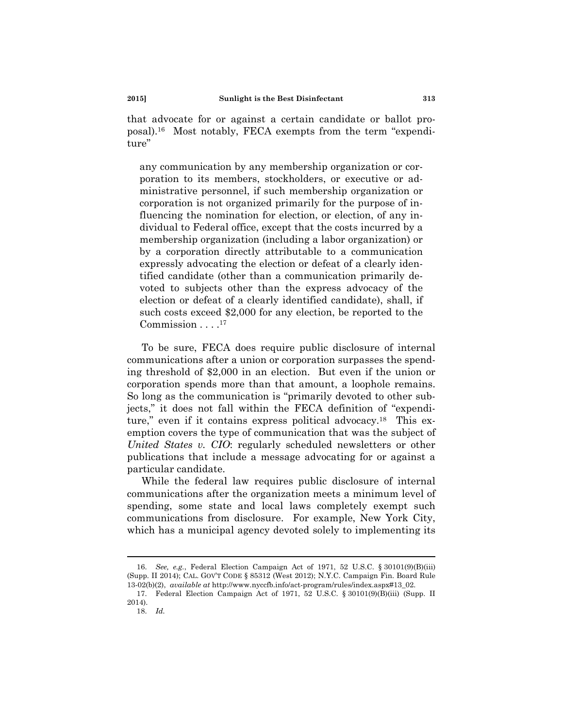that advocate for or against a certain candidate or ballot proposal).[16] Most notably, FECA exempts from the term "expenditure"

> any communication by any membership organization or corporation to its members, stockholders, or executive or administrative personnel, if such membership organization or corporation is not organized primarily for the purpose of influencing the nomination for election, or election, of any individual to Federal office, except that the costs incurred by a membership organization (including a labor organization) or by a corporation directly attributable to a communication expressly advocating the election or defeat of a clearly identified candidate (other than a communication primarily devoted to subjects other than the express advocacy of the election or defeat of a clearly identified candidate), shall, if such costs exceed $2,000 for any election, be reported to the Commission . . . .[17]

To be sure, FECA does require public disclosure of internal communications after a union or corporation surpasses the spending threshold of $2,000 in an election. But even if the union or corporation spends more than that amount, a loophole remains. So long as the communication is "primarily devoted to other subjects," it does not fall within the FECA definition of "expenditure," even if it contains express political advocacy.[18] This exemption covers the type of communication that was the subject of *United States v. CIO*: regularly scheduled newsletters or other publications that include a message advocating for or against a particular candidate.

While the federal law requires public disclosure of internal communications after the organization meets a minimum level of spending, some state and local laws completely exempt such communications from disclosure. For example, New York City, which has a municipal agency devoted solely to implementing its

---

16. *See, e.g.*, Federal Election Campaign Act of 1971, 52 U.S.C. § 30101(9)(B)(iii) (Supp. II 2014); CAL. GOV'T CODE § 85312 (West 2012); N.Y.C. Campaign Fin. Board Rule 13-02(b)(2), *available at* http://www.nyccfb.info/act-program/rules/index.aspx#13_02.

17. Federal Election Campaign Act of 1971, 52 U.S.C. § 30101(9)(B)(iii) (Supp. II 2014).

18. *Id.*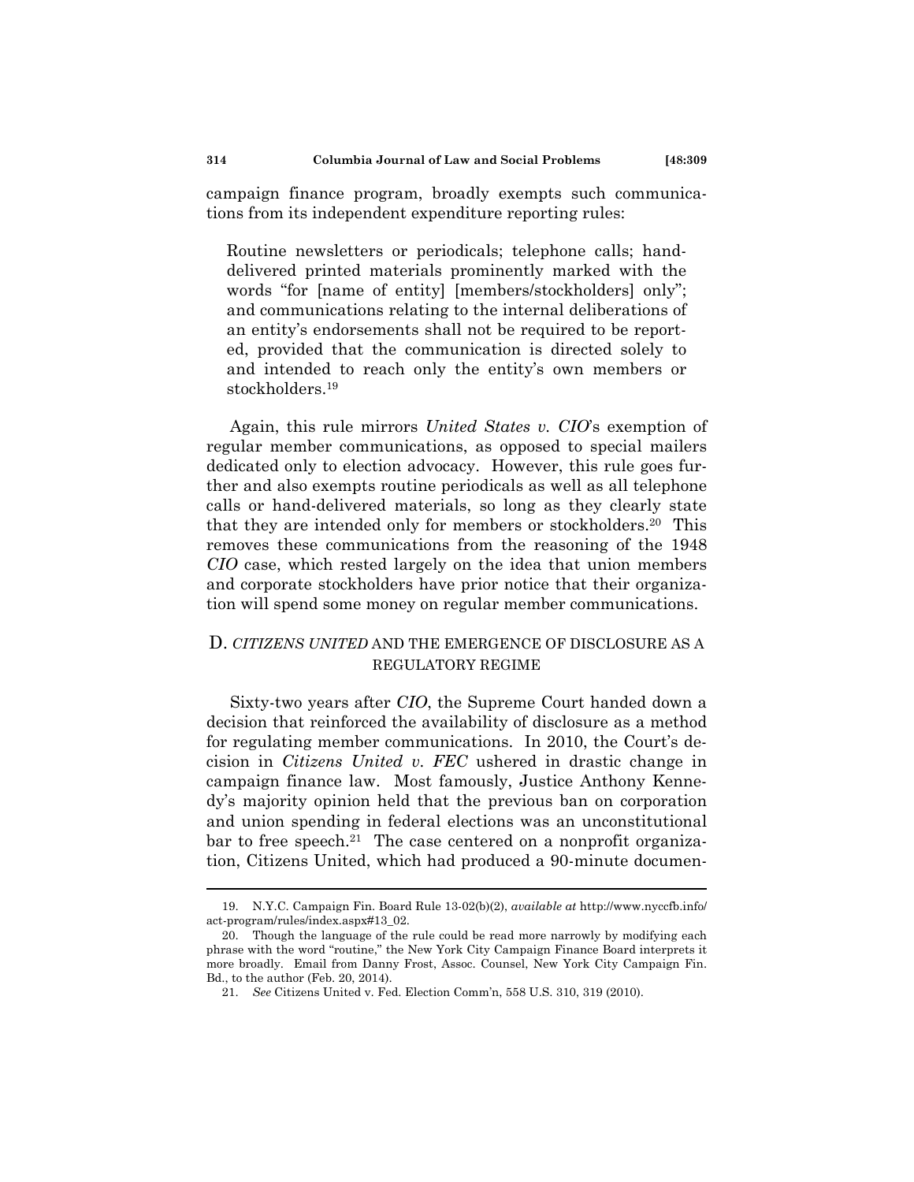campaign finance program, broadly exempts such communications from its independent expenditure reporting rules:

> Routine newsletters or periodicals; telephone calls; hand-delivered printed materials prominently marked with the words "for [name of entity] [members/stockholders] only"; and communications relating to the internal deliberations of an entity's endorsements shall not be required to be reported, provided that the communication is directed solely to and intended to reach only the entity's own members or stockholders.[19]

Again, this rule mirrors *United States v. CIO*'s exemption of regular member communications, as opposed to special mailers dedicated only to election advocacy. However, this rule goes further and also exempts routine periodicals as well as all telephone calls or hand-delivered materials, so long as they clearly state that they are intended only for members or stockholders.[20] This removes these communications from the reasoning of the 1948 *CIO* case, which rested largely on the idea that union members and corporate stockholders have prior notice that their organization will spend some money on regular member communications.

## D. *CITIZENS UNITED* AND THE EMERGENCE OF DISCLOSURE AS A REGULATORY REGIME

Sixty-two years after *CIO*, the Supreme Court handed down a decision that reinforced the availability of disclosure as a method for regulating member communications. In 2010, the Court's decision in *Citizens United v. FEC* ushered in drastic change in campaign finance law. Most famously, Justice Anthony Kennedy's majority opinion held that the previous ban on corporation and union spending in federal elections was an unconstitutional bar to free speech.[21] The case centered on a nonprofit organization, Citizens United, which had produced a 90-minute documen-

---

19. N.Y.C. Campaign Fin. Board Rule 13-02(b)(2), *available at* http://www.nyccfb.info/act-program/rules/index.aspx#13_02.

20. Though the language of the rule could be read more narrowly by modifying each phrase with the word "routine," the New York City Campaign Finance Board interprets it more broadly. Email from Danny Frost, Assoc. Counsel, New York City Campaign Fin. Bd., to the author (Feb. 20, 2014).

21. *See* Citizens United v. Fed. Election Comm'n, 558 U.S. 310, 319 (2010).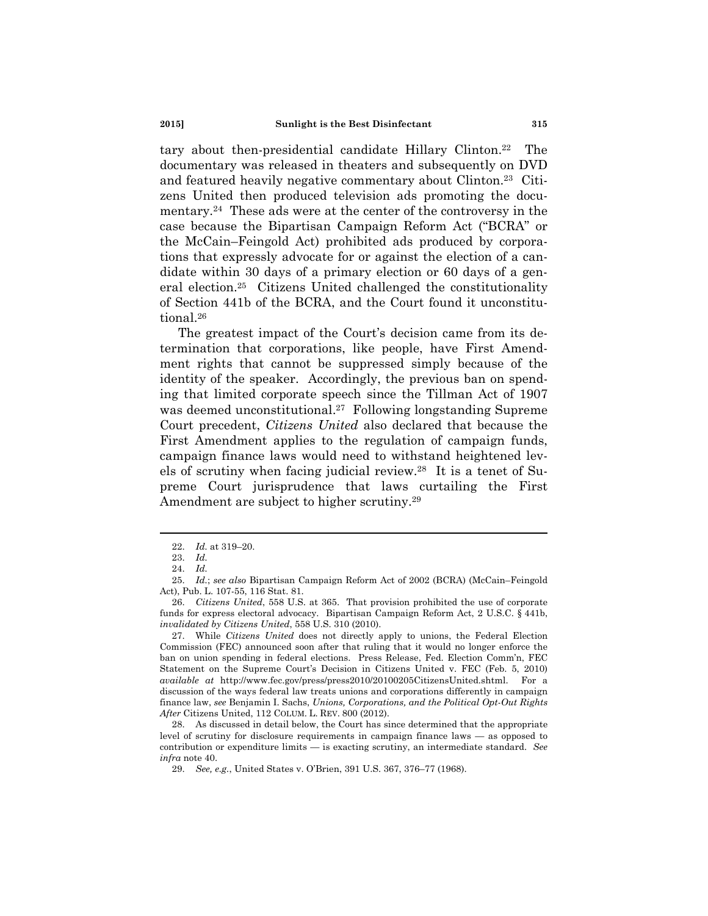tary about then-presidential candidate Hillary Clinton.[22] The documentary was released in theaters and subsequently on DVD and featured heavily negative commentary about Clinton.[23] Citizens United then produced television ads promoting the documentary.[24] These ads were at the center of the controversy in the case because the Bipartisan Campaign Reform Act ("BCRA" or the McCain–Feingold Act) prohibited ads produced by corporations that expressly advocate for or against the election of a candidate within 30 days of a primary election or 60 days of a general election.[25] Citizens United challenged the constitutionality of Section 441b of the BCRA, and the Court found it unconstitutional.[26]

The greatest impact of the Court's decision came from its determination that corporations, like people, have First Amendment rights that cannot be suppressed simply because of the identity of the speaker. Accordingly, the previous ban on spending that limited corporate speech since the Tillman Act of 1907 was deemed unconstitutional.[27] Following longstanding Supreme Court precedent, *Citizens United* also declared that because the First Amendment applies to the regulation of campaign funds, campaign finance laws would need to withstand heightened levels of scrutiny when facing judicial review.[28] It is a tenet of Supreme Court jurisprudence that laws curtailing the First Amendment are subject to higher scrutiny.[29]

---

22. *Id.* at 319–20.

23. *Id.*

24. *Id.*

25. *Id.*; *see also* Bipartisan Campaign Reform Act of 2002 (BCRA) (McCain–Feingold Act), Pub. L. 107-55, 116 Stat. 81.

26. *Citizens United*, 558 U.S. at 365. That provision prohibited the use of corporate funds for express electoral advocacy. Bipartisan Campaign Reform Act, 2 U.S.C. § 441b, *invalidated by Citizens United*, 558 U.S. 310 (2010).

27. While *Citizens United* does not directly apply to unions, the Federal Election Commission (FEC) announced soon after that ruling that it would no longer enforce the ban on union spending in federal elections. Press Release, Fed. Election Comm'n, FEC Statement on the Supreme Court's Decision in Citizens United v. FEC (Feb. 5, 2010) *available at* http://www.fec.gov/press/press2010/20100205CitizensUnited.shtml. For a discussion of the ways federal law treats unions and corporations differently in campaign finance law, *see* Benjamin I. Sachs, *Unions, Corporations, and the Political Opt-Out Rights After* Citizens United, 112 COLUM. L. REV. 800 (2012).

28. As discussed in detail below, the Court has since determined that the appropriate level of scrutiny for disclosure requirements in campaign finance laws — as opposed to contribution or expenditure limits — is exacting scrutiny, an intermediate standard. *See infra* note 40.

29. *See, e.g.*, United States v. O'Brien, 391 U.S. 367, 376–77 (1968).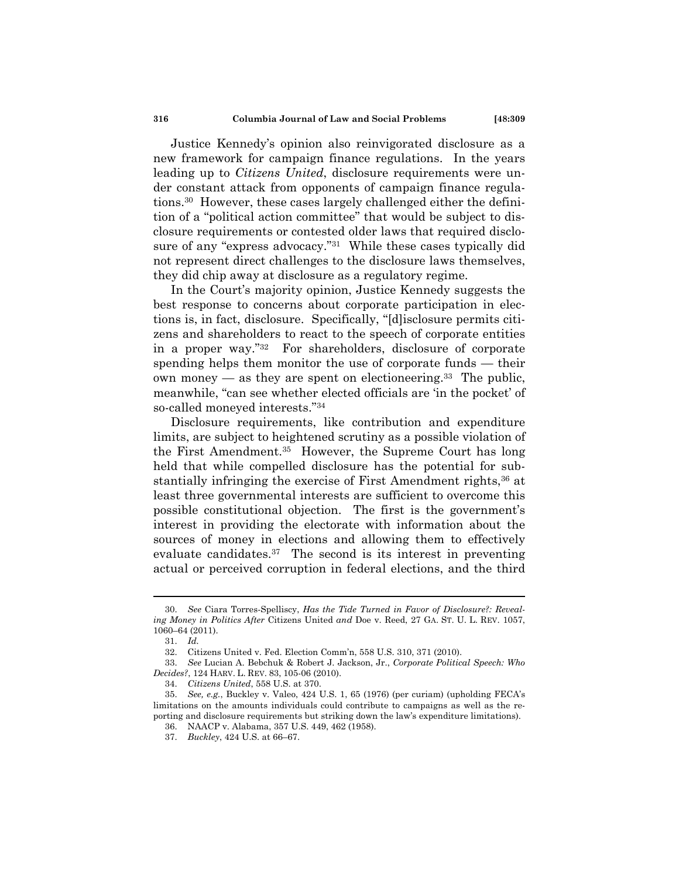Justice Kennedy's opinion also reinvigorated disclosure as a new framework for campaign finance regulations. In the years leading up to *Citizens United*, disclosure requirements were under constant attack from opponents of campaign finance regulations.[30] However, these cases largely challenged either the definition of a "political action committee" that would be subject to disclosure requirements or contested older laws that required disclosure of any "express advocacy."[31] While these cases typically did not represent direct challenges to the disclosure laws themselves, they did chip away at disclosure as a regulatory regime.

In the Court's majority opinion, Justice Kennedy suggests the best response to concerns about corporate participation in elections is, in fact, disclosure. Specifically, "[d]isclosure permits citizens and shareholders to react to the speech of corporate entities in a proper way."[32] For shareholders, disclosure of corporate spending helps them monitor the use of corporate funds — their own money — as they are spent on electioneering.[33] The public, meanwhile, "can see whether elected officials are 'in the pocket' of so-called moneyed interests."[34]

Disclosure requirements, like contribution and expenditure limits, are subject to heightened scrutiny as a possible violation of the First Amendment.[35] However, the Supreme Court has long held that while compelled disclosure has the potential for substantially infringing the exercise of First Amendment rights,[36] at least three governmental interests are sufficient to overcome this possible constitutional objection. The first is the government's interest in providing the electorate with information about the sources of money in elections and allowing them to effectively evaluate candidates.[37] The second is its interest in preventing actual or perceived corruption in federal elections, and the third

---

30. *See* Ciara Torres-Spelliscy, *Has the Tide Turned in Favor of Disclosure?: Revealing Money in Politics After* Citizens United *and* Doe v. Reed, 27 GA. ST. U. L. REV. 1057, 1060–64 (2011).

31. *Id.*

32. Citizens United v. Fed. Election Comm'n, 558 U.S. 310, 371 (2010).

33. *See* Lucian A. Bebchuk & Robert J. Jackson, Jr., *Corporate Political Speech: Who Decides?*, 124 HARV. L. REV. 83, 105-06 (2010).

34. *Citizens United*, 558 U.S. at 370.

35. *See, e.g.*, Buckley v. Valeo, 424 U.S. 1, 65 (1976) (per curiam) (upholding FECA's limitations on the amounts individuals could contribute to campaigns as well as the reporting and disclosure requirements but striking down the law's expenditure limitations).

36. NAACP v. Alabama, 357 U.S. 449, 462 (1958).

37. *Buckley*, 424 U.S. at 66–67.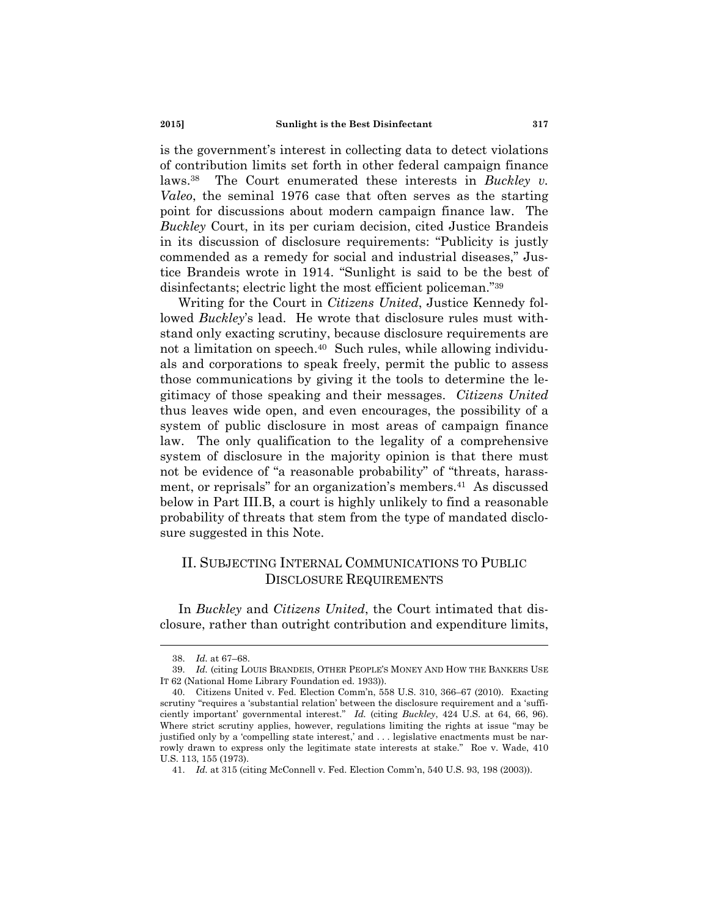is the government's interest in collecting data to detect violations of contribution limits set forth in other federal campaign finance laws.[38] The Court enumerated these interests in *Buckley v. Valeo*, the seminal 1976 case that often serves as the starting point for discussions about modern campaign finance law. The *Buckley* Court, in its per curiam decision, cited Justice Brandeis in its discussion of disclosure requirements: "Publicity is justly commended as a remedy for social and industrial diseases," Justice Brandeis wrote in 1914. "Sunlight is said to be the best of disinfectants; electric light the most efficient policeman."[39]

Writing for the Court in *Citizens United*, Justice Kennedy followed *Buckley*'s lead. He wrote that disclosure rules must withstand only exacting scrutiny, because disclosure requirements are not a limitation on speech.[40] Such rules, while allowing individuals and corporations to speak freely, permit the public to assess those communications by giving it the tools to determine the legitimacy of those speaking and their messages. *Citizens United* thus leaves wide open, and even encourages, the possibility of a system of public disclosure in most areas of campaign finance law. The only qualification to the legality of a comprehensive system of disclosure in the majority opinion is that there must not be evidence of "a reasonable probability" of "threats, harassment, or reprisals" for an organization's members.[41] As discussed below in Part III.B, a court is highly unlikely to find a reasonable probability of threats that stem from the type of mandated disclosure suggested in this Note.

## II. Subjecting Internal Communications to Public Disclosure Requirements

In *Buckley* and *Citizens United*, the Court intimated that disclosure, rather than outright contribution and expenditure limits,

---

38. *Id.* at 67–68.

39. *Id.* (citing Louis Brandeis, Other People's Money And How the Bankers Use It 62 (National Home Library Foundation ed. 1933)).

40. Citizens United v. Fed. Election Comm'n, 558 U.S. 310, 366–67 (2010). Exacting scrutiny "requires a 'substantial relation' between the disclosure requirement and a 'sufficiently important' governmental interest." *Id.* (citing *Buckley*, 424 U.S. at 64, 66, 96). Where strict scrutiny applies, however, regulations limiting the rights at issue "may be justified only by a 'compelling state interest,' and . . . legislative enactments must be narrowly drawn to express only the legitimate state interests at stake." Roe v. Wade, 410 U.S. 113, 155 (1973).

41. *Id.* at 315 (citing McConnell v. Fed. Election Comm'n, 540 U.S. 93, 198 (2003)).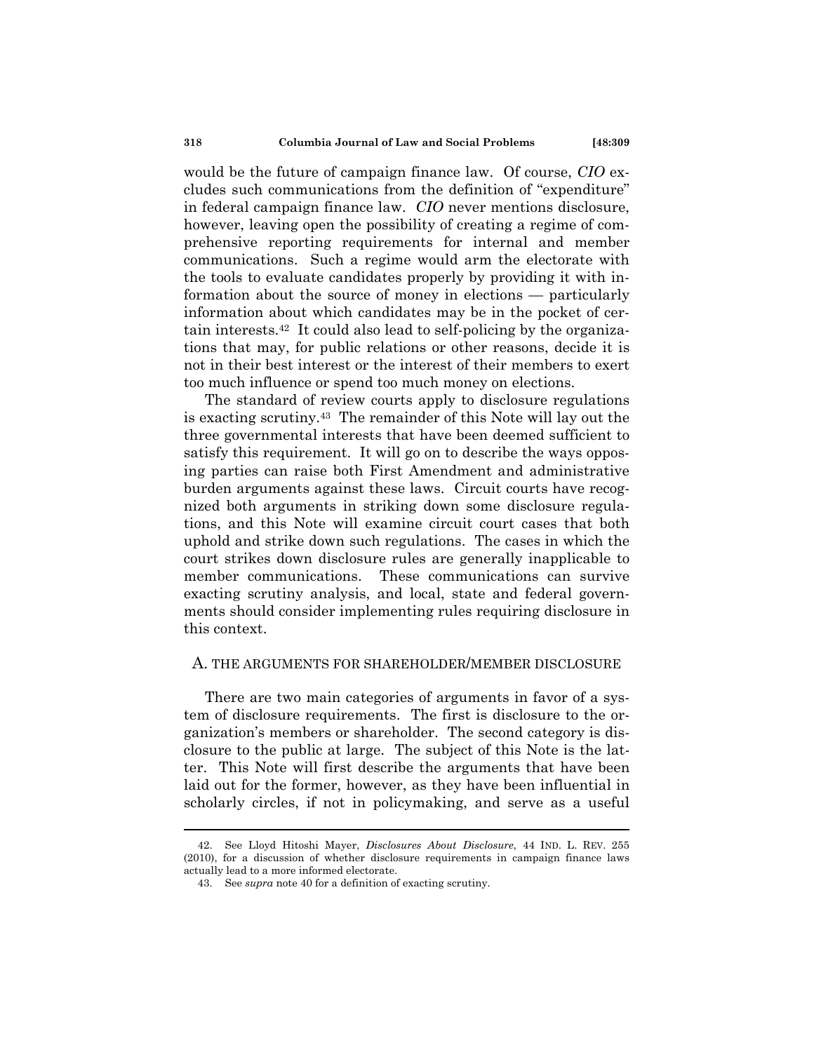would be the future of campaign finance law. Of course, *CIO* excludes such communications from the definition of "expenditure" in federal campaign finance law. *CIO* never mentions disclosure, however, leaving open the possibility of creating a regime of comprehensive reporting requirements for internal and member communications. Such a regime would arm the electorate with the tools to evaluate candidates properly by providing it with information about the source of money in elections — particularly information about which candidates may be in the pocket of certain interests.[42] It could also lead to self-policing by the organizations that may, for public relations or other reasons, decide it is not in their best interest or the interest of their members to exert too much influence or spend too much money on elections.

The standard of review courts apply to disclosure regulations is exacting scrutiny.[43] The remainder of this Note will lay out the three governmental interests that have been deemed sufficient to satisfy this requirement. It will go on to describe the ways opposing parties can raise both First Amendment and administrative burden arguments against these laws. Circuit courts have recognized both arguments in striking down some disclosure regulations, and this Note will examine circuit court cases that both uphold and strike down such regulations. The cases in which the court strikes down disclosure rules are generally inapplicable to member communications. These communications can survive exacting scrutiny analysis, and local, state and federal governments should consider implementing rules requiring disclosure in this context.

## A. THE ARGUMENTS FOR SHAREHOLDER/MEMBER DISCLOSURE

There are two main categories of arguments in favor of a system of disclosure requirements. The first is disclosure to the organization's members or shareholder. The second category is disclosure to the public at large. The subject of this Note is the latter. This Note will first describe the arguments that have been laid out for the former, however, as they have been influential in scholarly circles, if not in policymaking, and serve as a useful

---

42. See Lloyd Hitoshi Mayer, *Disclosures About Disclosure*, 44 IND. L. REV. 255 (2010), for a discussion of whether disclosure requirements in campaign finance laws actually lead to a more informed electorate.

43. See *supra* note 40 for a definition of exacting scrutiny.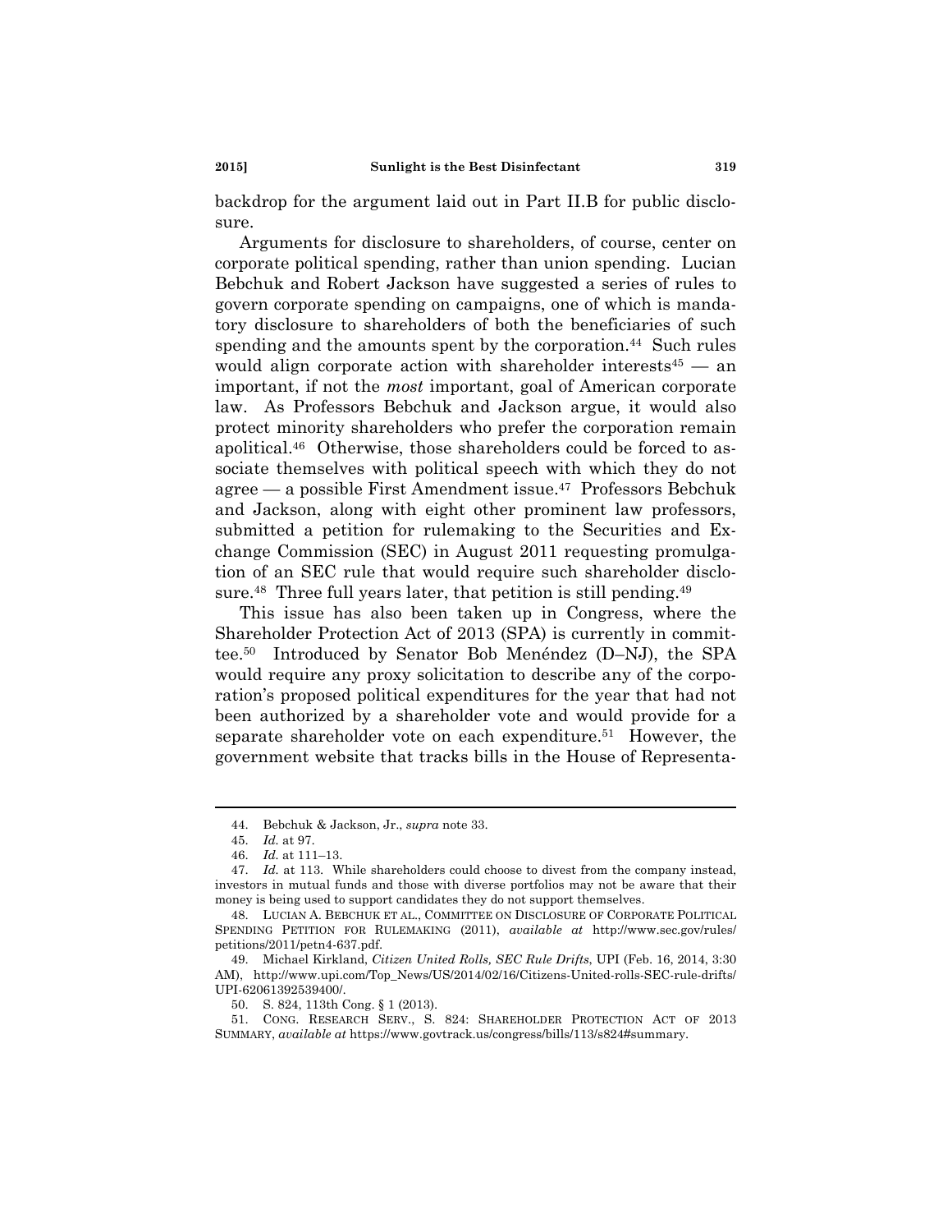backdrop for the argument laid out in Part II.B for public disclosure.

Arguments for disclosure to shareholders, of course, center on corporate political spending, rather than union spending. Lucian Bebchuk and Robert Jackson have suggested a series of rules to govern corporate spending on campaigns, one of which is mandatory disclosure to shareholders of both the beneficiaries of such spending and the amounts spent by the corporation.[44] Such rules would align corporate action with shareholder interests[45] — an important, if not the *most* important, goal of American corporate law. As Professors Bebchuk and Jackson argue, it would also protect minority shareholders who prefer the corporation remain apolitical.[46] Otherwise, those shareholders could be forced to associate themselves with political speech with which they do not agree — a possible First Amendment issue.[47] Professors Bebchuk and Jackson, along with eight other prominent law professors, submitted a petition for rulemaking to the Securities and Exchange Commission (SEC) in August 2011 requesting promulgation of an SEC rule that would require such shareholder disclosure.[48] Three full years later, that petition is still pending.[49]

This issue has also been taken up in Congress, where the Shareholder Protection Act of 2013 (SPA) is currently in committee.[50] Introduced by Senator Bob Menéndez (D–NJ), the SPA would require any proxy solicitation to describe any of the corporation's proposed political expenditures for the year that had not been authorized by a shareholder vote and would provide for a separate shareholder vote on each expenditure.[51] However, the government website that tracks bills in the House of Representa-

---

44. Bebchuk & Jackson, Jr., *supra* note 33.

45. *Id.* at 97.

46. *Id.* at 111–13.

47. *Id.* at 113. While shareholders could choose to divest from the company instead, investors in mutual funds and those with diverse portfolios may not be aware that their money is being used to support candidates they do not support themselves.

48. LUCIAN A. BEBCHUK ET AL., COMMITTEE ON DISCLOSURE OF CORPORATE POLITICAL SPENDING PETITION FOR RULEMAKING (2011), *available at* http://www.sec.gov/rules/petitions/2011/petn4-637.pdf.

49. Michael Kirkland, *Citizen United Rolls, SEC Rule Drifts*, UPI (Feb. 16, 2014, 3:30 AM), http://www.upi.com/Top_News/US/2014/02/16/Citizens-United-rolls-SEC-rule-drifts/UPI-62061392539400/.

50. S. 824, 113th Cong. § 1 (2013).

51. CONG. RESEARCH SERV., S. 824: SHAREHOLDER PROTECTION ACT OF 2013 SUMMARY, *available at* https://www.govtrack.us/congress/bills/113/s824#summary.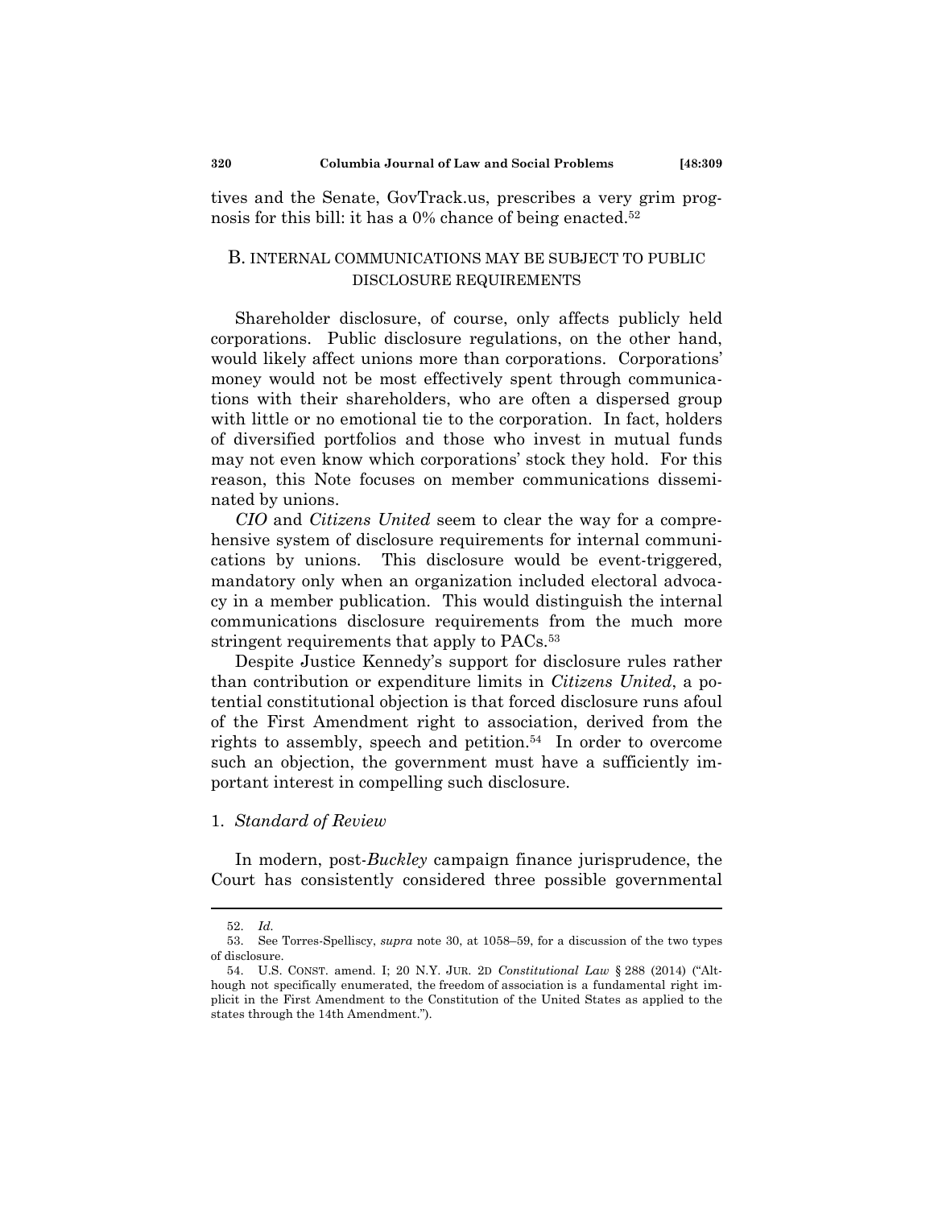tives and the Senate, GovTrack.us, prescribes a very grim prognosis for this bill: it has a 0% chance of being enacted.[52]

## B. INTERNAL COMMUNICATIONS MAY BE SUBJECT TO PUBLIC DISCLOSURE REQUIREMENTS

Shareholder disclosure, of course, only affects publicly held corporations. Public disclosure regulations, on the other hand, would likely affect unions more than corporations. Corporations' money would not be most effectively spent through communications with their shareholders, who are often a dispersed group with little or no emotional tie to the corporation. In fact, holders of diversified portfolios and those who invest in mutual funds may not even know which corporations' stock they hold. For this reason, this Note focuses on member communications disseminated by unions.

*CIO* and *Citizens United* seem to clear the way for a comprehensive system of disclosure requirements for internal communications by unions. This disclosure would be event-triggered, mandatory only when an organization included electoral advocacy in a member publication. This would distinguish the internal communications disclosure requirements from the much more stringent requirements that apply to PACs.[53]

Despite Justice Kennedy's support for disclosure rules rather than contribution or expenditure limits in *Citizens United*, a potential constitutional objection is that forced disclosure runs afoul of the First Amendment right to association, derived from the rights to assembly, speech and petition.[54] In order to overcome such an objection, the government must have a sufficiently important interest in compelling such disclosure.

### 1. *Standard of Review*

In modern, post-*Buckley* campaign finance jurisprudence, the Court has consistently considered three possible governmental

---

52. *Id.*

53. See Torres-Spelliscy, *supra* note 30, at 1058–59, for a discussion of the two types of disclosure.

54. U.S. CONST. amend. I; 20 N.Y. JUR. 2D *Constitutional Law* § 288 (2014) ("Although not specifically enumerated, the freedom of association is a fundamental right implicit in the First Amendment to the Constitution of the United States as applied to the states through the 14th Amendment.").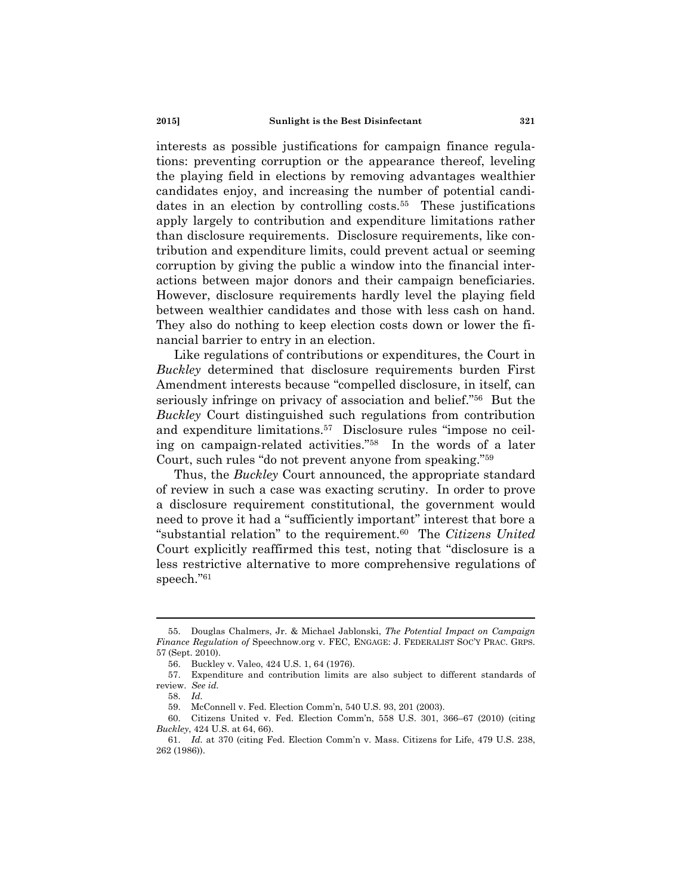interests as possible justifications for campaign finance regulations: preventing corruption or the appearance thereof, leveling the playing field in elections by removing advantages wealthier candidates enjoy, and increasing the number of potential candidates in an election by controlling costs.[55] These justifications apply largely to contribution and expenditure limitations rather than disclosure requirements. Disclosure requirements, like contribution and expenditure limits, could prevent actual or seeming corruption by giving the public a window into the financial interactions between major donors and their campaign beneficiaries. However, disclosure requirements hardly level the playing field between wealthier candidates and those with less cash on hand. They also do nothing to keep election costs down or lower the financial barrier to entry in an election.

Like regulations of contributions or expenditures, the Court in *Buckley* determined that disclosure requirements burden First Amendment interests because "compelled disclosure, in itself, can seriously infringe on privacy of association and belief."[56] But the *Buckley* Court distinguished such regulations from contribution and expenditure limitations.[57] Disclosure rules "impose no ceiling on campaign-related activities."[58] In the words of a later Court, such rules "do not prevent anyone from speaking."[59]

Thus, the *Buckley* Court announced, the appropriate standard of review in such a case was exacting scrutiny. In order to prove a disclosure requirement constitutional, the government would need to prove it had a "sufficiently important" interest that bore a "substantial relation" to the requirement.[60] The *Citizens United* Court explicitly reaffirmed this test, noting that "disclosure is a less restrictive alternative to more comprehensive regulations of speech."[61]

---

55. Douglas Chalmers, Jr. & Michael Jablonski, *The Potential Impact on Campaign Finance Regulation of* Speechnow.org v. FEC, ENGAGE: J. FEDERALIST SOC'Y PRAC. GRPS. 57 (Sept. 2010).

56. Buckley v. Valeo, 424 U.S. 1, 64 (1976).

57. Expenditure and contribution limits are also subject to different standards of review. *See id.*

58. *Id.*

59. McConnell v. Fed. Election Comm'n, 540 U.S. 93, 201 (2003).

60. Citizens United v. Fed. Election Comm'n, 558 U.S. 301, 366–67 (2010) (citing *Buckley*, 424 U.S. at 64, 66).

61. *Id.* at 370 (citing Fed. Election Comm'n v. Mass. Citizens for Life, 479 U.S. 238, 262 (1986)).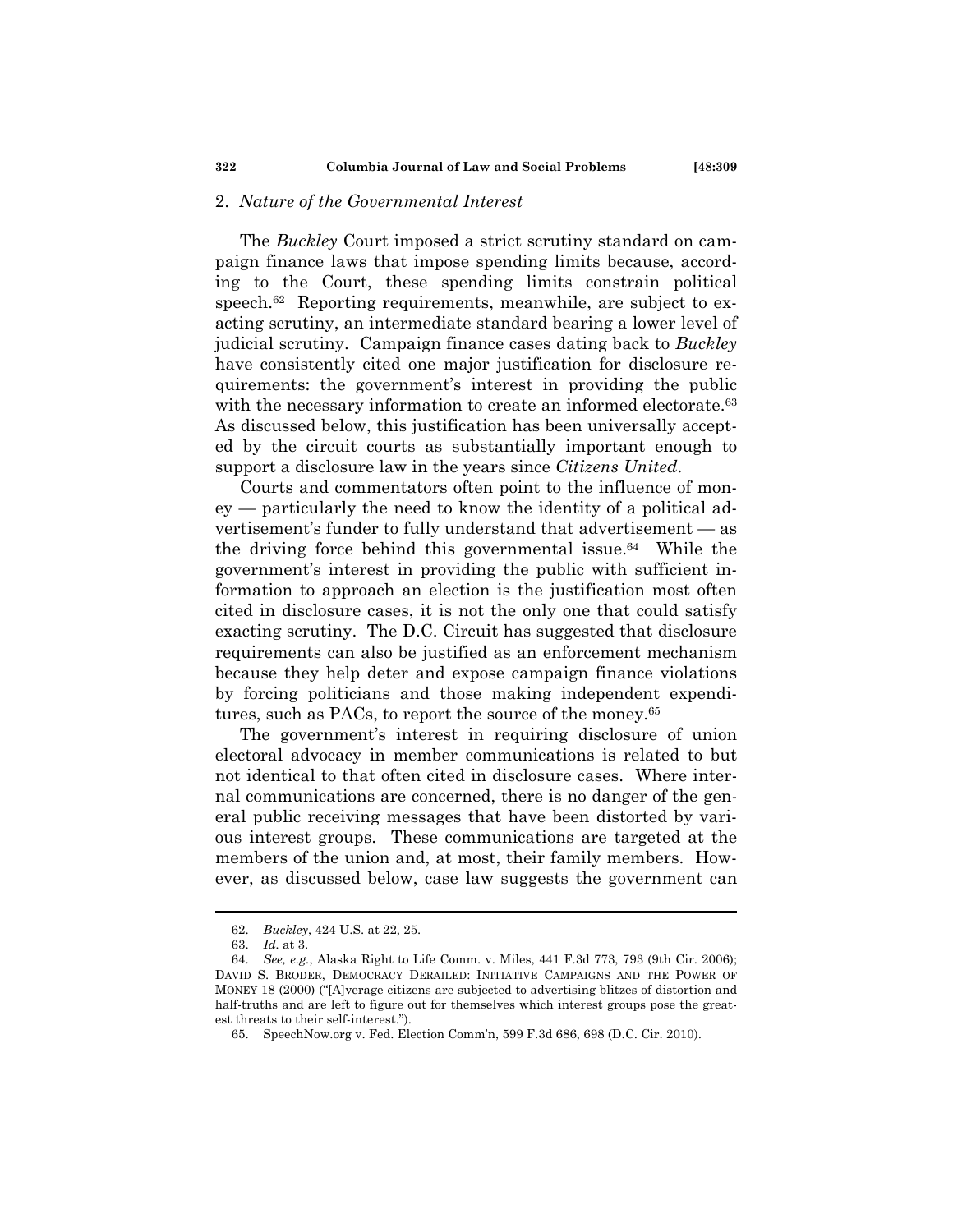### 2. *Nature of the Governmental Interest*

The *Buckley* Court imposed a strict scrutiny standard on campaign finance laws that impose spending limits because, according to the Court, these spending limits constrain political speech.[62] Reporting requirements, meanwhile, are subject to exacting scrutiny, an intermediate standard bearing a lower level of judicial scrutiny. Campaign finance cases dating back to *Buckley* have consistently cited one major justification for disclosure requirements: the government's interest in providing the public with the necessary information to create an informed electorate.[63] As discussed below, this justification has been universally accepted by the circuit courts as substantially important enough to support a disclosure law in the years since *Citizens United*.

Courts and commentators often point to the influence of money — particularly the need to know the identity of a political advertisement's funder to fully understand that advertisement — as the driving force behind this governmental issue.[64] While the government's interest in providing the public with sufficient information to approach an election is the justification most often cited in disclosure cases, it is not the only one that could satisfy exacting scrutiny. The D.C. Circuit has suggested that disclosure requirements can also be justified as an enforcement mechanism because they help deter and expose campaign finance violations by forcing politicians and those making independent expenditures, such as PACs, to report the source of the money.[65]

The government's interest in requiring disclosure of union electoral advocacy in member communications is related to but not identical to that often cited in disclosure cases. Where internal communications are concerned, there is no danger of the general public receiving messages that have been distorted by various interest groups. These communications are targeted at the members of the union and, at most, their family members. However, as discussed below, case law suggests the government can

---

62. *Buckley*, 424 U.S. at 22, 25.

63. *Id.* at 3.

64. *See, e.g.*, Alaska Right to Life Comm. v. Miles, 441 F.3d 773, 793 (9th Cir. 2006); DAVID S. BRODER, DEMOCRACY DERAILED: INITIATIVE CAMPAIGNS AND THE POWER OF MONEY 18 (2000) ("[A]verage citizens are subjected to advertising blitzes of distortion and half-truths and are left to figure out for themselves which interest groups pose the greatest threats to their self-interest.").

65. SpeechNow.org v. Fed. Election Comm'n, 599 F.3d 686, 698 (D.C. Cir. 2010).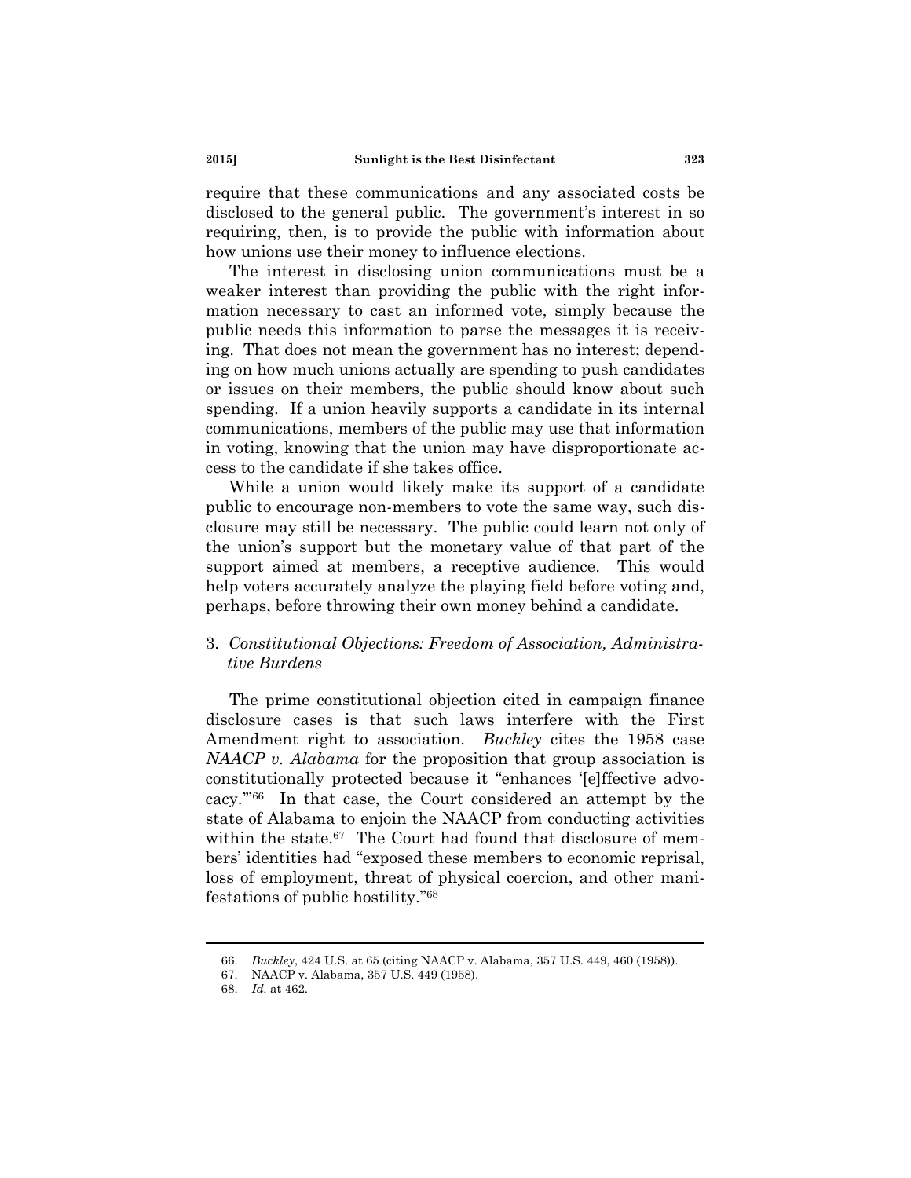require that these communications and any associated costs be disclosed to the general public. The government's interest in so requiring, then, is to provide the public with information about how unions use their money to influence elections.

The interest in disclosing union communications must be a weaker interest than providing the public with the right information necessary to cast an informed vote, simply because the public needs this information to parse the messages it is receiving. That does not mean the government has no interest; depending on how much unions actually are spending to push candidates or issues on their members, the public should know about such spending. If a union heavily supports a candidate in its internal communications, members of the public may use that information in voting, knowing that the union may have disproportionate access to the candidate if she takes office.

While a union would likely make its support of a candidate public to encourage non-members to vote the same way, such disclosure may still be necessary. The public could learn not only of the union's support but the monetary value of that part of the support aimed at members, a receptive audience. This would help voters accurately analyze the playing field before voting and, perhaps, before throwing their own money behind a candidate.

### 3. *Constitutional Objections: Freedom of Association, Administrative Burdens*

The prime constitutional objection cited in campaign finance disclosure cases is that such laws interfere with the First Amendment right to association. *Buckley* cites the 1958 case *NAACP v. Alabama* for the proposition that group association is constitutionally protected because it "enhances '[e]ffective advocacy.'"[66] In that case, the Court considered an attempt by the state of Alabama to enjoin the NAACP from conducting activities within the state.[67] The Court had found that disclosure of members' identities had "exposed these members to economic reprisal, loss of employment, threat of physical coercion, and other manifestations of public hostility."[68]

---

66. *Buckley*, 424 U.S. at 65 (citing NAACP v. Alabama, 357 U.S. 449, 460 (1958)).
67. NAACP v. Alabama, 357 U.S. 449 (1958).
68. *Id.* at 462.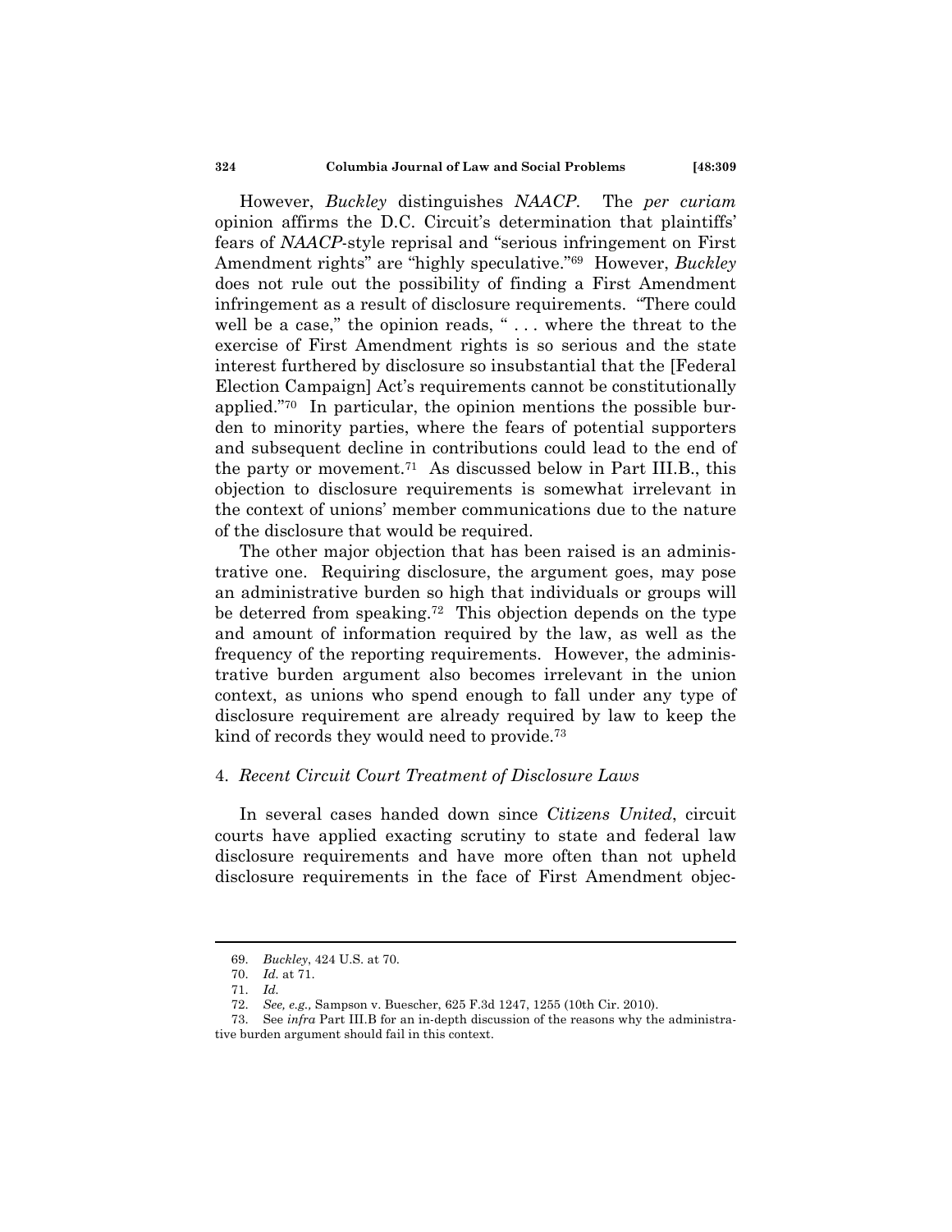However, *Buckley* distinguishes *NAACP*. The *per curiam* opinion affirms the D.C. Circuit's determination that plaintiffs' fears of *NAACP*-style reprisal and "serious infringement on First Amendment rights" are "highly speculative."[69] However, *Buckley* does not rule out the possibility of finding a First Amendment infringement as a result of disclosure requirements. "There could well be a case," the opinion reads, " . . . where the threat to the exercise of First Amendment rights is so serious and the state interest furthered by disclosure so insubstantial that the [Federal Election Campaign] Act's requirements cannot be constitutionally applied."[70] In particular, the opinion mentions the possible burden to minority parties, where the fears of potential supporters and subsequent decline in contributions could lead to the end of the party or movement.[71] As discussed below in Part III.B., this objection to disclosure requirements is somewhat irrelevant in the context of unions' member communications due to the nature of the disclosure that would be required.

The other major objection that has been raised is an administrative one. Requiring disclosure, the argument goes, may pose an administrative burden so high that individuals or groups will be deterred from speaking.[72] This objection depends on the type and amount of information required by the law, as well as the frequency of the reporting requirements. However, the administrative burden argument also becomes irrelevant in the union context, as unions who spend enough to fall under any type of disclosure requirement are already required by law to keep the kind of records they would need to provide.[73]

### 4. *Recent Circuit Court Treatment of Disclosure Laws*

In several cases handed down since *Citizens United*, circuit courts have applied exacting scrutiny to state and federal law disclosure requirements and have more often than not upheld disclosure requirements in the face of First Amendment objec-

---

69. *Buckley*, 424 U.S. at 70.
70. *Id.* at 71.
71. *Id.*
72. *See, e.g.,* Sampson v. Buescher, 625 F.3d 1247, 1255 (10th Cir. 2010).
73. See *infra* Part III.B for an in-depth discussion of the reasons why the administrative burden argument should fail in this context.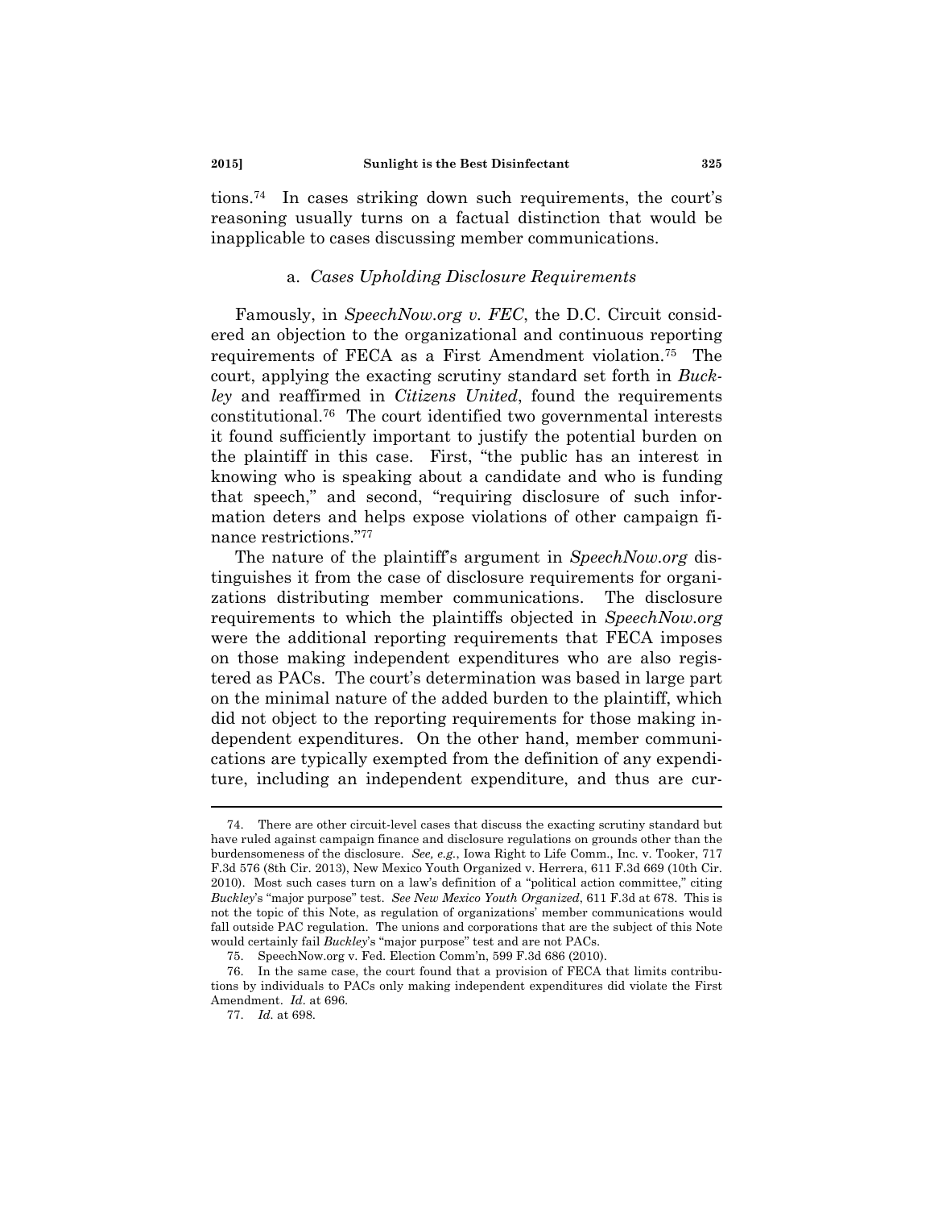tions.[74] In cases striking down such requirements, the court's reasoning usually turns on a factual distinction that would be inapplicable to cases discussing member communications.

### a. *Cases Upholding Disclosure Requirements*

Famously, in *SpeechNow.org v. FEC*, the D.C. Circuit considered an objection to the organizational and continuous reporting requirements of FECA as a First Amendment violation.[75] The court, applying the exacting scrutiny standard set forth in *Buckley* and reaffirmed in *Citizens United*, found the requirements constitutional.[76] The court identified two governmental interests it found sufficiently important to justify the potential burden on the plaintiff in this case. First, "the public has an interest in knowing who is speaking about a candidate and who is funding that speech," and second, "requiring disclosure of such information deters and helps expose violations of other campaign finance restrictions."[77]

The nature of the plaintiff's argument in *SpeechNow.org* distinguishes it from the case of disclosure requirements for organizations distributing member communications. The disclosure requirements to which the plaintiffs objected in *SpeechNow.org* were the additional reporting requirements that FECA imposes on those making independent expenditures who are also registered as PACs. The court's determination was based in large part on the minimal nature of the added burden to the plaintiff, which did not object to the reporting requirements for those making independent expenditures. On the other hand, member communications are typically exempted from the definition of any expenditure, including an independent expenditure, and thus are cur-

---

74. There are other circuit-level cases that discuss the exacting scrutiny standard but have ruled against campaign finance and disclosure regulations on grounds other than the burdensomeness of the disclosure. *See, e.g.*, Iowa Right to Life Comm., Inc. v. Tooker, 717 F.3d 576 (8th Cir. 2013), New Mexico Youth Organized v. Herrera, 611 F.3d 669 (10th Cir. 2010). Most such cases turn on a law's definition of a "political action committee," citing *Buckley*'s "major purpose" test. *See New Mexico Youth Organized*, 611 F.3d at 678. This is not the topic of this Note, as regulation of organizations' member communications would fall outside PAC regulation. The unions and corporations that are the subject of this Note would certainly fail *Buckley*'s "major purpose" test and are not PACs.

75. SpeechNow.org v. Fed. Election Comm'n, 599 F.3d 686 (2010).

76. In the same case, the court found that a provision of FECA that limits contributions by individuals to PACs only making independent expenditures did violate the First Amendment. *Id*. at 696.

77. *Id.* at 698.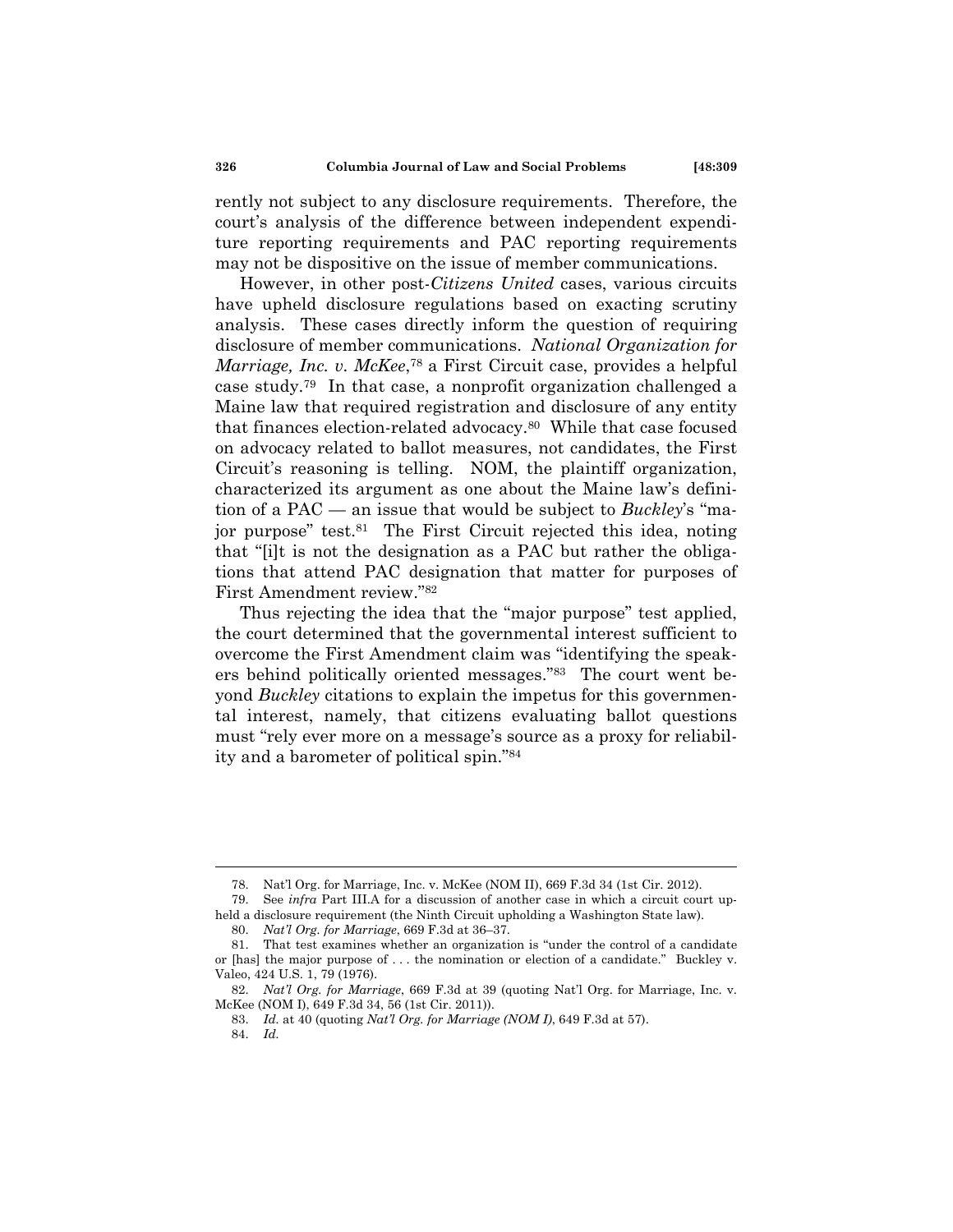rently not subject to any disclosure requirements. Therefore, the court's analysis of the difference between independent expenditure reporting requirements and PAC reporting requirements may not be dispositive on the issue of member communications.

However, in other post-*Citizens United* cases, various circuits have upheld disclosure regulations based on exacting scrutiny analysis. These cases directly inform the question of requiring disclosure of member communications. *National Organization for Marriage, Inc. v. McKee*,[78] a First Circuit case, provides a helpful case study.[79] In that case, a nonprofit organization challenged a Maine law that required registration and disclosure of any entity that finances election-related advocacy.[80] While that case focused on advocacy related to ballot measures, not candidates, the First Circuit's reasoning is telling. NOM, the plaintiff organization, characterized its argument as one about the Maine law's definition of a PAC — an issue that would be subject to *Buckley*'s "major purpose" test.[81] The First Circuit rejected this idea, noting that "[i]t is not the designation as a PAC but rather the obligations that attend PAC designation that matter for purposes of First Amendment review."[82]

Thus rejecting the idea that the "major purpose" test applied, the court determined that the governmental interest sufficient to overcome the First Amendment claim was "identifying the speakers behind politically oriented messages."[83] The court went beyond *Buckley* citations to explain the impetus for this governmental interest, namely, that citizens evaluating ballot questions must "rely ever more on a message's source as a proxy for reliability and a barometer of political spin."[84]

---

78. Nat'l Org. for Marriage, Inc. v. McKee (NOM II), 669 F.3d 34 (1st Cir. 2012).

79. See *infra* Part III.A for a discussion of another case in which a circuit court upheld a disclosure requirement (the Ninth Circuit upholding a Washington State law).

80. *Nat'l Org. for Marriage*, 669 F.3d at 36–37.

81. That test examines whether an organization is "under the control of a candidate or [has] the major purpose of . . . the nomination or election of a candidate." Buckley v. Valeo, 424 U.S. 1, 79 (1976).

82. *Nat'l Org. for Marriage*, 669 F.3d at 39 (quoting Nat'l Org. for Marriage, Inc. v. McKee (NOM I), 649 F.3d 34, 56 (1st Cir. 2011)).

83. *Id.* at 40 (quoting *Nat'l Org. for Marriage (NOM I)*, 649 F.3d at 57).

84. *Id.*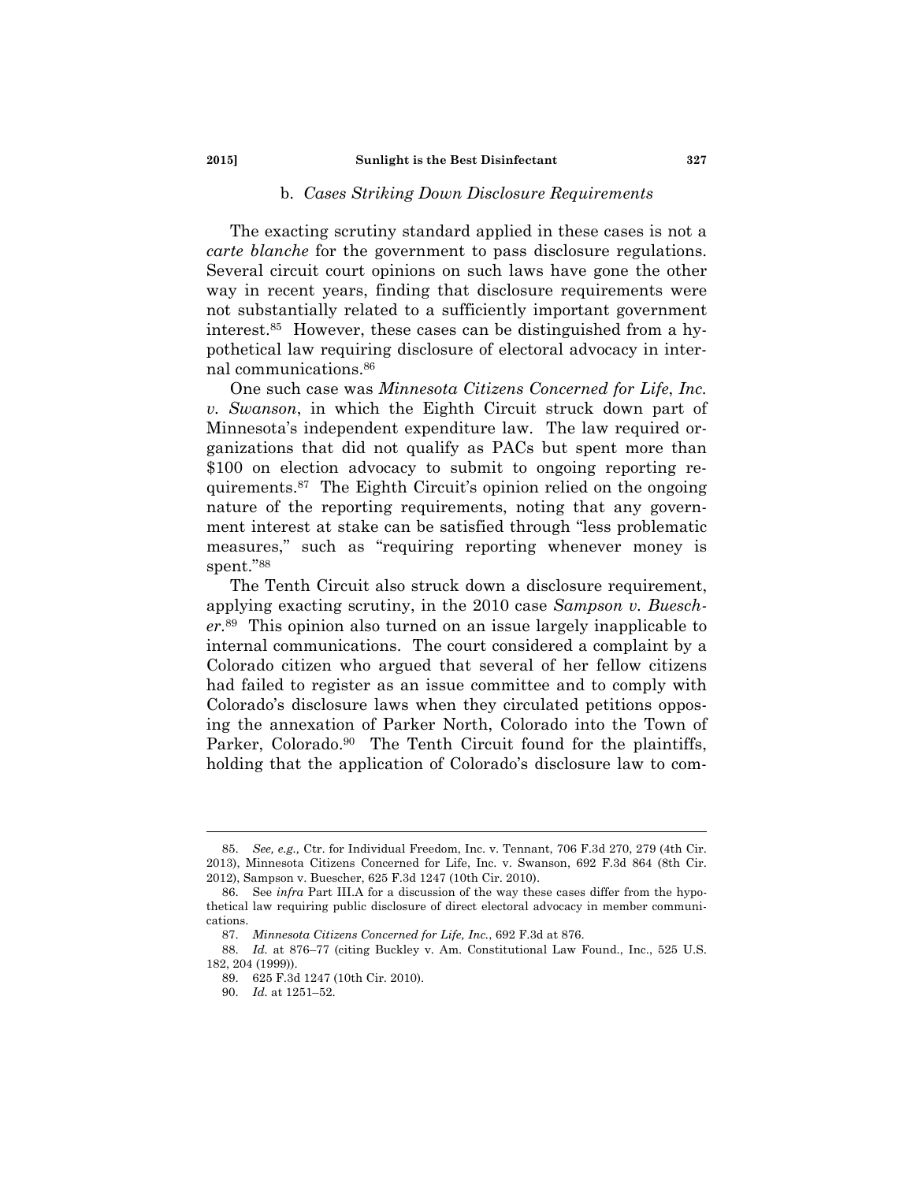### b. *Cases Striking Down Disclosure Requirements*

The exacting scrutiny standard applied in these cases is not a *carte blanche* for the government to pass disclosure regulations. Several circuit court opinions on such laws have gone the other way in recent years, finding that disclosure requirements were not substantially related to a sufficiently important government interest.[85] However, these cases can be distinguished from a hypothetical law requiring disclosure of electoral advocacy in internal communications.[86]

One such case was *Minnesota Citizens Concerned for Life*, *Inc. v. Swanson*, in which the Eighth Circuit struck down part of Minnesota's independent expenditure law. The law required organizations that did not qualify as PACs but spent more than $100 on election advocacy to submit to ongoing reporting requirements.[87] The Eighth Circuit's opinion relied on the ongoing nature of the reporting requirements, noting that any government interest at stake can be satisfied through "less problematic measures," such as "requiring reporting whenever money is spent."[88]

The Tenth Circuit also struck down a disclosure requirement, applying exacting scrutiny, in the 2010 case *Sampson v. Buescher*.[89] This opinion also turned on an issue largely inapplicable to internal communications. The court considered a complaint by a Colorado citizen who argued that several of her fellow citizens had failed to register as an issue committee and to comply with Colorado's disclosure laws when they circulated petitions opposing the annexation of Parker North, Colorado into the Town of Parker, Colorado.[90] The Tenth Circuit found for the plaintiffs, holding that the application of Colorado's disclosure law to com-

---

85. *See, e.g.,* Ctr. for Individual Freedom, Inc. v. Tennant, 706 F.3d 270, 279 (4th Cir. 2013), Minnesota Citizens Concerned for Life, Inc. v. Swanson, 692 F.3d 864 (8th Cir. 2012), Sampson v. Buescher, 625 F.3d 1247 (10th Cir. 2010).

86. See *infra* Part III.A for a discussion of the way these cases differ from the hypothetical law requiring public disclosure of direct electoral advocacy in member communications.

87. *Minnesota Citizens Concerned for Life, Inc.*, 692 F.3d at 876.

88. *Id.* at 876–77 (citing Buckley v. Am. Constitutional Law Found., Inc., 525 U.S. 182, 204 (1999)).

89. 625 F.3d 1247 (10th Cir. 2010).

90. *Id.* at 1251–52.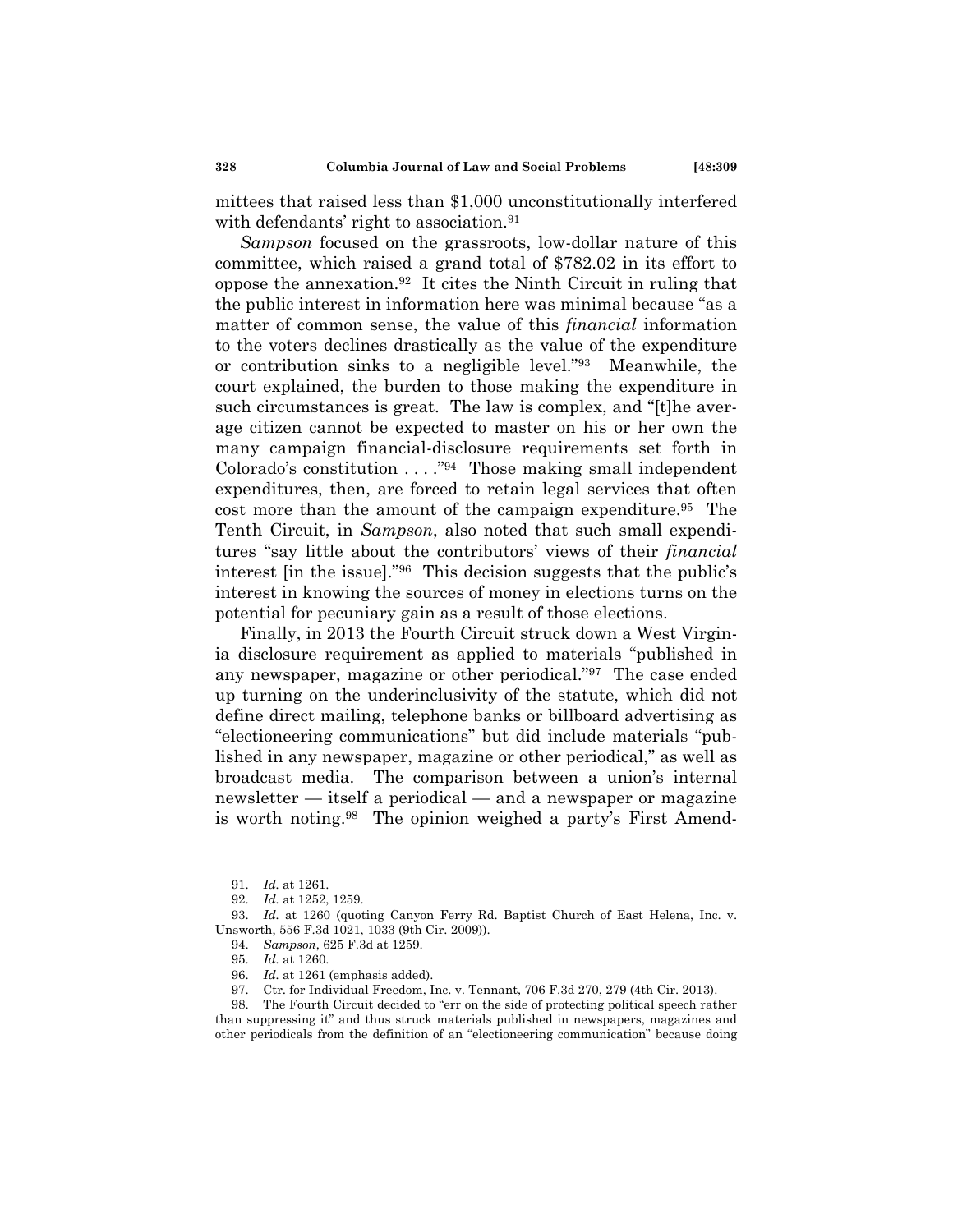mittees that raised less than $1,000 unconstitutionally interfered with defendants' right to association.[91]

*Sampson* focused on the grassroots, low-dollar nature of this committee, which raised a grand total of $782.02 in its effort to oppose the annexation.[92] It cites the Ninth Circuit in ruling that the public interest in information here was minimal because "as a matter of common sense, the value of this *financial* information to the voters declines drastically as the value of the expenditure or contribution sinks to a negligible level."[93] Meanwhile, the court explained, the burden to those making the expenditure in such circumstances is great. The law is complex, and "[t]he average citizen cannot be expected to master on his or her own the many campaign financial-disclosure requirements set forth in Colorado's constitution . . . ."[94] Those making small independent expenditures, then, are forced to retain legal services that often cost more than the amount of the campaign expenditure.[95] The Tenth Circuit, in *Sampson*, also noted that such small expenditures "say little about the contributors' views of their *financial* interest [in the issue]."[96] This decision suggests that the public's interest in knowing the sources of money in elections turns on the potential for pecuniary gain as a result of those elections.

Finally, in 2013 the Fourth Circuit struck down a West Virginia disclosure requirement as applied to materials "published in any newspaper, magazine or other periodical."[97] The case ended up turning on the underinclusivity of the statute, which did not define direct mailing, telephone banks or billboard advertising as "electioneering communications" but did include materials "published in any newspaper, magazine or other periodical," as well as broadcast media. The comparison between a union's internal newsletter — itself a periodical — and a newspaper or magazine is worth noting.[98] The opinion weighed a party's First Amend-

---

91. *Id.* at 1261.

92. *Id.* at 1252, 1259.

93. *Id.* at 1260 (quoting Canyon Ferry Rd. Baptist Church of East Helena, Inc. v. Unsworth, 556 F.3d 1021, 1033 (9th Cir. 2009)).

94. *Sampson*, 625 F.3d at 1259.

95. *Id.* at 1260.

96. *Id.* at 1261 (emphasis added).

97. Ctr. for Individual Freedom, Inc. v. Tennant, 706 F.3d 270, 279 (4th Cir. 2013).

98. The Fourth Circuit decided to "err on the side of protecting political speech rather than suppressing it" and thus struck materials published in newspapers, magazines and other periodicals from the definition of an "electioneering communication" because doing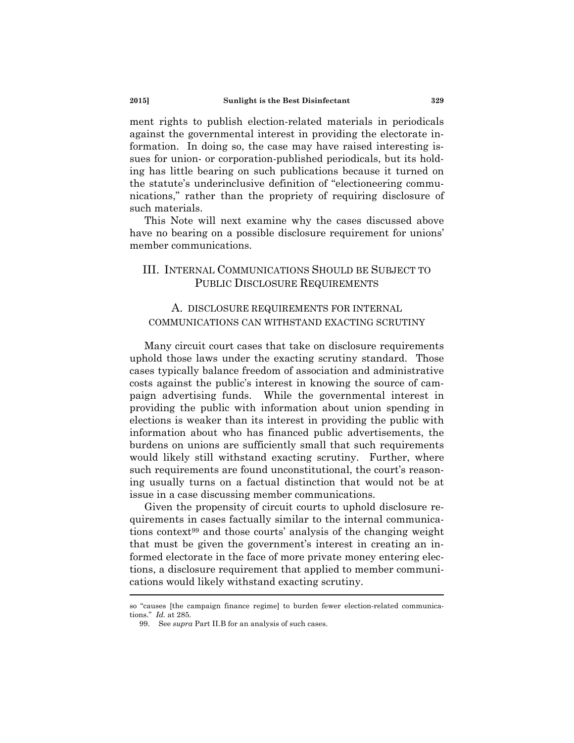ment rights to publish election-related materials in periodicals against the governmental interest in providing the electorate information. In doing so, the case may have raised interesting issues for union- or corporation-published periodicals, but its holding has little bearing on such publications because it turned on the statute's underinclusive definition of "electioneering communications," rather than the propriety of requiring disclosure of such materials.

This Note will next examine why the cases discussed above have no bearing on a possible disclosure requirement for unions' member communications.

## III. INTERNAL COMMUNICATIONS SHOULD BE SUBJECT TO PUBLIC DISCLOSURE REQUIREMENTS

### A. DISCLOSURE REQUIREMENTS FOR INTERNAL COMMUNICATIONS CAN WITHSTAND EXACTING SCRUTINY

Many circuit court cases that take on disclosure requirements uphold those laws under the exacting scrutiny standard. Those cases typically balance freedom of association and administrative costs against the public's interest in knowing the source of campaign advertising funds. While the governmental interest in providing the public with information about union spending in elections is weaker than its interest in providing the public with information about who has financed public advertisements, the burdens on unions are sufficiently small that such requirements would likely still withstand exacting scrutiny. Further, where such requirements are found unconstitutional, the court's reasoning usually turns on a factual distinction that would not be at issue in a case discussing member communications.

Given the propensity of circuit courts to uphold disclosure requirements in cases factually similar to the internal communications context[99] and those courts' analysis of the changing weight that must be given the government's interest in creating an informed electorate in the face of more private money entering elections, a disclosure requirement that applied to member communications would likely withstand exacting scrutiny.

---

so "causes [the campaign finance regime] to burden fewer election-related communications." *Id.* at 285.

99. See *supra* Part II.B for an analysis of such cases.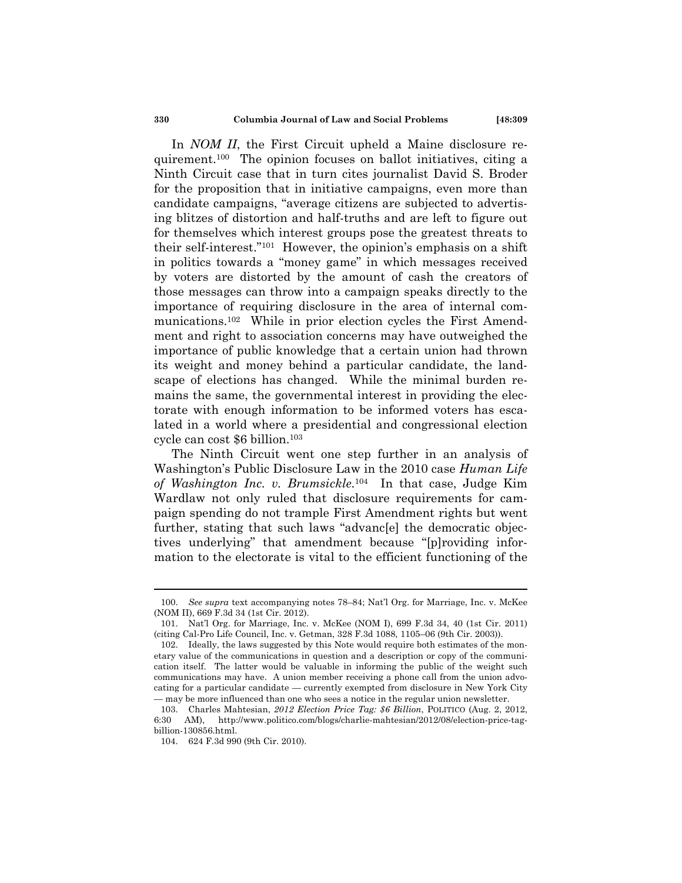In *NOM II*, the First Circuit upheld a Maine disclosure requirement.[100] The opinion focuses on ballot initiatives, citing a Ninth Circuit case that in turn cites journalist David S. Broder for the proposition that in initiative campaigns, even more than candidate campaigns, "average citizens are subjected to advertising blitzes of distortion and half-truths and are left to figure out for themselves which interest groups pose the greatest threats to their self-interest."[101] However, the opinion's emphasis on a shift in politics towards a "money game" in which messages received by voters are distorted by the amount of cash the creators of those messages can throw into a campaign speaks directly to the importance of requiring disclosure in the area of internal communications.[102] While in prior election cycles the First Amendment and right to association concerns may have outweighed the importance of public knowledge that a certain union had thrown its weight and money behind a particular candidate, the landscape of elections has changed. While the minimal burden remains the same, the governmental interest in providing the electorate with enough information to be informed voters has escalated in a world where a presidential and congressional election cycle can cost $6 billion.[103]

The Ninth Circuit went one step further in an analysis of Washington's Public Disclosure Law in the 2010 case *Human Life of Washington Inc. v. Brumsickle*.[104] In that case, Judge Kim Wardlaw not only ruled that disclosure requirements for campaign spending do not trample First Amendment rights but went further, stating that such laws "advanc[e] the democratic objectives underlying" that amendment because "[p]roviding information to the electorate is vital to the efficient functioning of the

---

100. *See supra* text accompanying notes 78–84; Nat'l Org. for Marriage, Inc. v. McKee (NOM II), 669 F.3d 34 (1st Cir. 2012).

101. Nat'l Org. for Marriage, Inc. v. McKee (NOM I), 699 F.3d 34, 40 (1st Cir. 2011) (citing Cal-Pro Life Council, Inc. v. Getman, 328 F.3d 1088, 1105–06 (9th Cir. 2003)).

102. Ideally, the laws suggested by this Note would require both estimates of the monetary value of the communications in question and a description or copy of the communication itself. The latter would be valuable in informing the public of the weight such communications may have. A union member receiving a phone call from the union advocating for a particular candidate — currently exempted from disclosure in New York City — may be more influenced than one who sees a notice in the regular union newsletter.

103. Charles Mahtesian, *2012 Election Price Tag: $6 Billion*, POLITICO (Aug. 2, 2012, 6:30 AM), http://www.politico.com/blogs/charlie-mahtesian/2012/08/election-price-tag-billion-130856.html.

104. 624 F.3d 990 (9th Cir. 2010).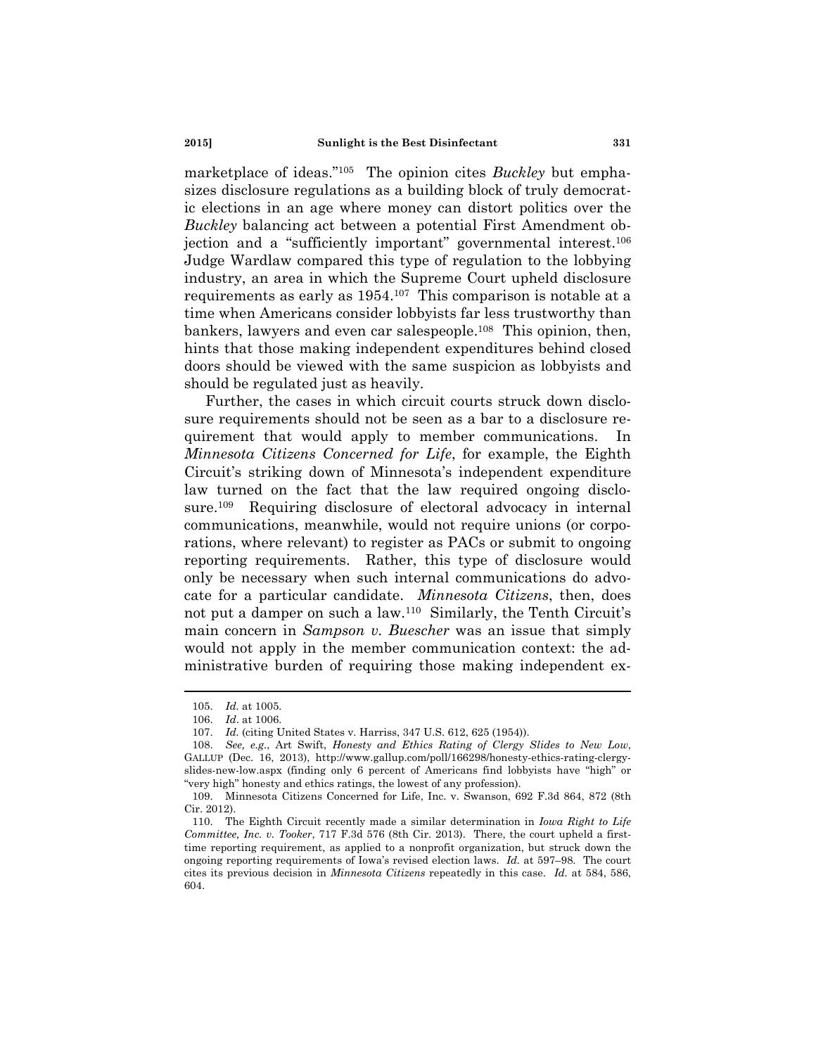marketplace of ideas."[105] The opinion cites *Buckley* but emphasizes disclosure regulations as a building block of truly democratic elections in an age where money can distort politics over the *Buckley* balancing act between a potential First Amendment objection and a "sufficiently important" governmental interest.[106] Judge Wardlaw compared this type of regulation to the lobbying industry, an area in which the Supreme Court upheld disclosure requirements as early as 1954.[107] This comparison is notable at a time when Americans consider lobbyists far less trustworthy than bankers, lawyers and even car salespeople.[108] This opinion, then, hints that those making independent expenditures behind closed doors should be viewed with the same suspicion as lobbyists and should be regulated just as heavily.

Further, the cases in which circuit courts struck down disclosure requirements should not be seen as a bar to a disclosure requirement that would apply to member communications. In *Minnesota Citizens Concerned for Life*, for example, the Eighth Circuit's striking down of Minnesota's independent expenditure law turned on the fact that the law required ongoing disclosure.[109] Requiring disclosure of electoral advocacy in internal communications, meanwhile, would not require unions (or corporations, where relevant) to register as PACs or submit to ongoing reporting requirements. Rather, this type of disclosure would only be necessary when such internal communications do advocate for a particular candidate. *Minnesota Citizens*, then, does not put a damper on such a law.[110] Similarly, the Tenth Circuit's main concern in *Sampson v. Buescher* was an issue that simply would not apply in the member communication context: the administrative burden of requiring those making independent ex-

---

105. *Id.* at 1005.

106. *Id*. at 1006.

107. *Id.* (citing United States v. Harriss, 347 U.S. 612, 625 (1954)).

108. *See, e.g.*, Art Swift, *Honesty and Ethics Rating of Clergy Slides to New Low*, GALLUP (Dec. 16, 2013), http://www.gallup.com/poll/166298/honesty-ethics-rating-clergy-slides-new-low.aspx (finding only 6 percent of Americans find lobbyists have "high" or "very high" honesty and ethics ratings, the lowest of any profession).

109. Minnesota Citizens Concerned for Life, Inc. v. Swanson, 692 F.3d 864, 872 (8th Cir. 2012).

110. The Eighth Circuit recently made a similar determination in *Iowa Right to Life Committee, Inc. v. Tooker*, 717 F.3d 576 (8th Cir. 2013). There, the court upheld a first-time reporting requirement, as applied to a nonprofit organization, but struck down the ongoing reporting requirements of Iowa's revised election laws. *Id.* at 597–98. The court cites its previous decision in *Minnesota Citizens* repeatedly in this case. *Id.* at 584, 586, 604.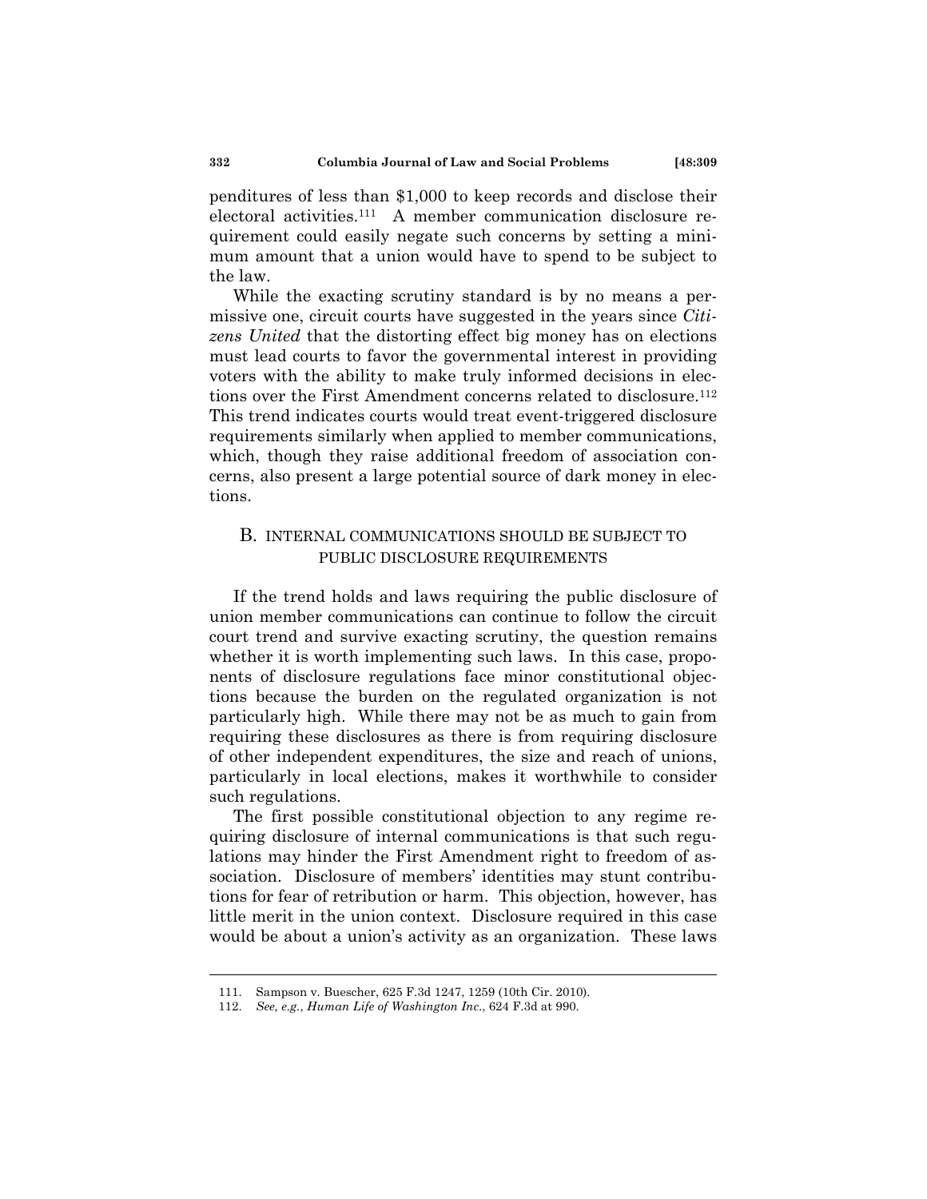penditures of less than $1,000 to keep records and disclose their electoral activities.[111] A member communication disclosure requirement could easily negate such concerns by setting a minimum amount that a union would have to spend to be subject to the law.

While the exacting scrutiny standard is by no means a permissive one, circuit courts have suggested in the years since *Citizens United* that the distorting effect big money has on elections must lead courts to favor the governmental interest in providing voters with the ability to make truly informed decisions in elections over the First Amendment concerns related to disclosure.[112] This trend indicates courts would treat event-triggered disclosure requirements similarly when applied to member communications, which, though they raise additional freedom of association concerns, also present a large potential source of dark money in elections.

## B. INTERNAL COMMUNICATIONS SHOULD BE SUBJECT TO PUBLIC DISCLOSURE REQUIREMENTS

If the trend holds and laws requiring the public disclosure of union member communications can continue to follow the circuit court trend and survive exacting scrutiny, the question remains whether it is worth implementing such laws. In this case, proponents of disclosure regulations face minor constitutional objections because the burden on the regulated organization is not particularly high. While there may not be as much to gain from requiring these disclosures as there is from requiring disclosure of other independent expenditures, the size and reach of unions, particularly in local elections, makes it worthwhile to consider such regulations.

The first possible constitutional objection to any regime requiring disclosure of internal communications is that such regulations may hinder the First Amendment right to freedom of association. Disclosure of members' identities may stunt contributions for fear of retribution or harm. This objection, however, has little merit in the union context. Disclosure required in this case would be about a union's activity as an organization. These laws

---

111. Sampson v. Buescher, 625 F.3d 1247, 1259 (10th Cir. 2010).

112. *See, e.g.*, *Human Life of Washington Inc.*, 624 F.3d at 990.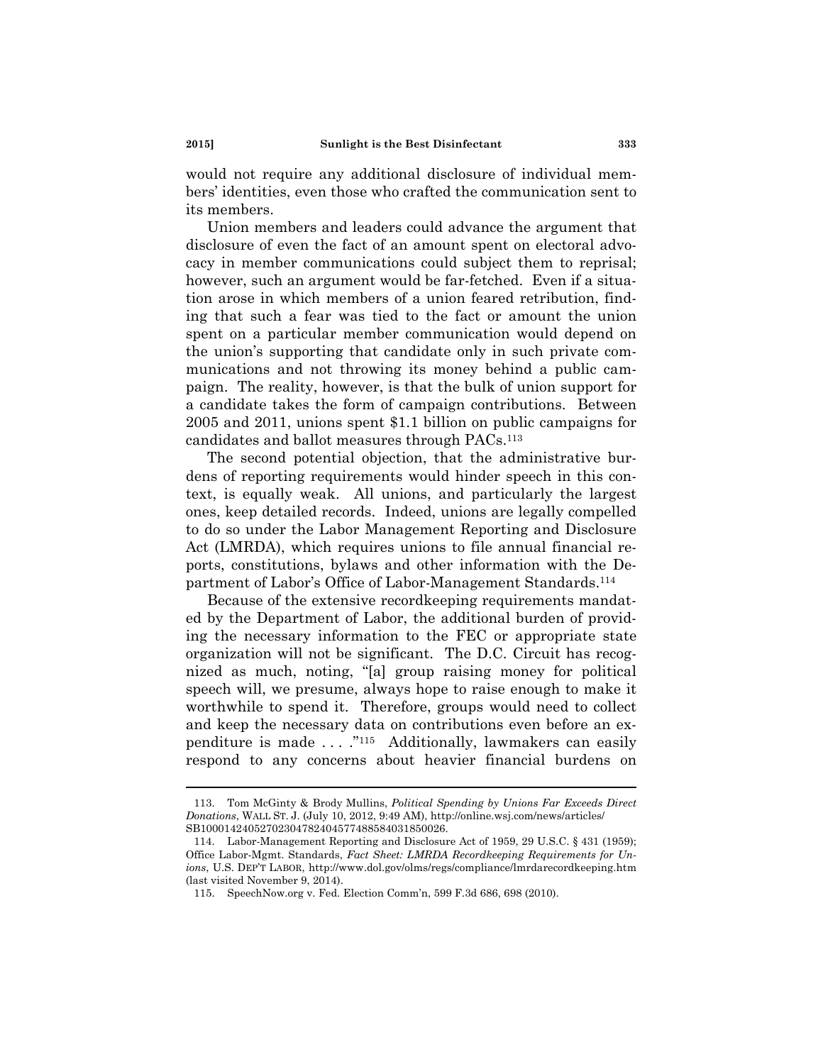would not require any additional disclosure of individual members' identities, even those who crafted the communication sent to its members.

Union members and leaders could advance the argument that disclosure of even the fact of an amount spent on electoral advocacy in member communications could subject them to reprisal; however, such an argument would be far-fetched. Even if a situation arose in which members of a union feared retribution, finding that such a fear was tied to the fact or amount the union spent on a particular member communication would depend on the union's supporting that candidate only in such private communications and not throwing its money behind a public campaign. The reality, however, is that the bulk of union support for a candidate takes the form of campaign contributions. Between 2005 and 2011, unions spent $1.1 billion on public campaigns for candidates and ballot measures through PACs.[113]

The second potential objection, that the administrative burdens of reporting requirements would hinder speech in this context, is equally weak. All unions, and particularly the largest ones, keep detailed records. Indeed, unions are legally compelled to do so under the Labor Management Reporting and Disclosure Act (LMRDA), which requires unions to file annual financial reports, constitutions, bylaws and other information with the Department of Labor's Office of Labor-Management Standards.[114]

Because of the extensive recordkeeping requirements mandated by the Department of Labor, the additional burden of providing the necessary information to the FEC or appropriate state organization will not be significant. The D.C. Circuit has recognized as much, noting, "[a] group raising money for political speech will, we presume, always hope to raise enough to make it worthwhile to spend it. Therefore, groups would need to collect and keep the necessary data on contributions even before an expenditure is made . . . ."[115] Additionally, lawmakers can easily respond to any concerns about heavier financial burdens on

---

113. Tom McGinty & Brody Mullins, *Political Spending by Unions Far Exceeds Direct Donations*, WALL ST. J. (July 10, 2012, 9:49 AM), http://online.wsj.com/news/articles/SB10001424052702304782404577488584031850026.

114. Labor-Management Reporting and Disclosure Act of 1959, 29 U.S.C. § 431 (1959); Office Labor-Mgmt. Standards, *Fact Sheet: LMRDA Recordkeeping Requirements for Unions*, U.S. DEP'T LABOR, http://www.dol.gov/olms/regs/compliance/lmrdarecordkeeping.htm (last visited November 9, 2014).

115. SpeechNow.org v. Fed. Election Comm'n, 599 F.3d 686, 698 (2010).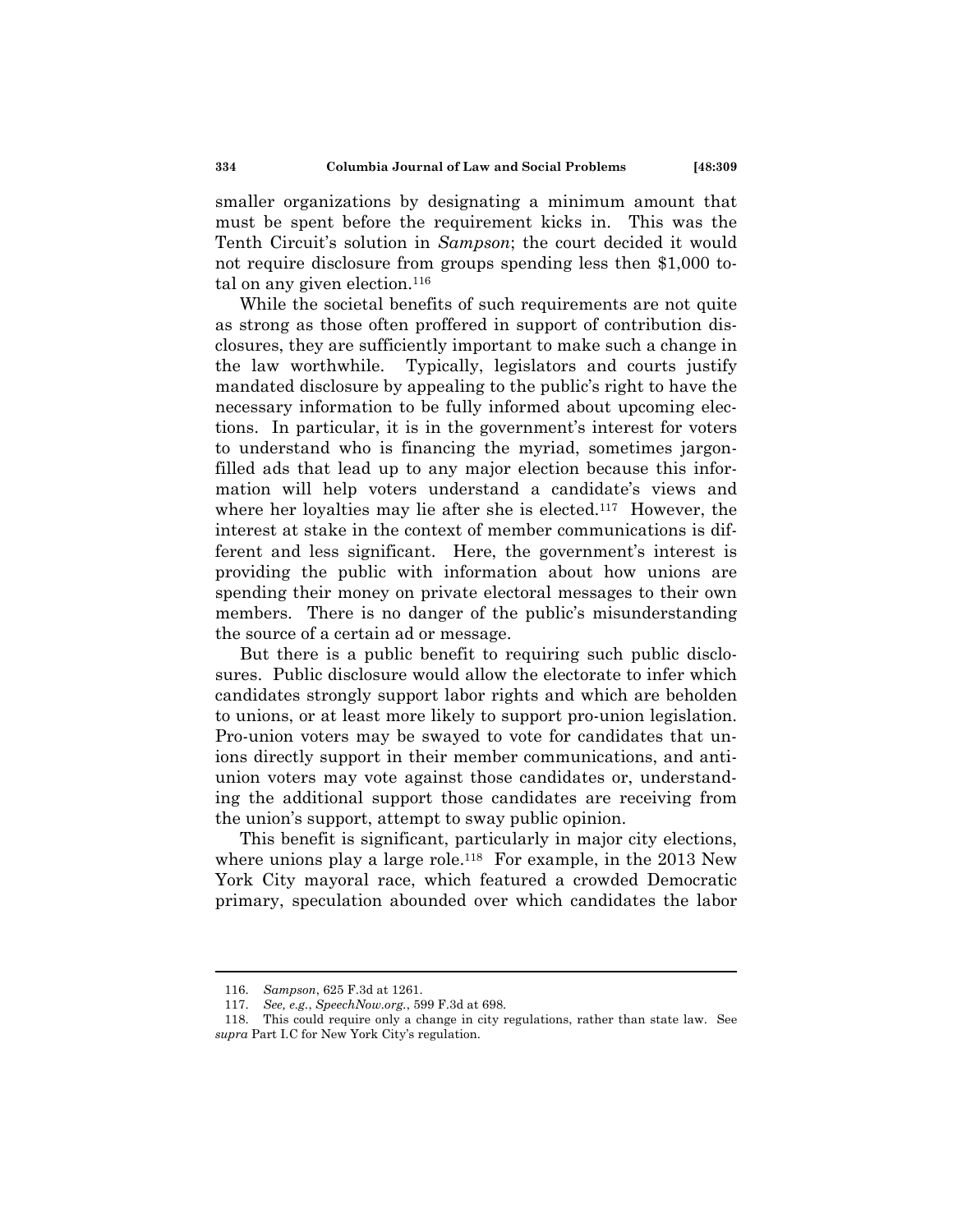smaller organizations by designating a minimum amount that must be spent before the requirement kicks in. This was the Tenth Circuit's solution in *Sampson*; the court decided it would not require disclosure from groups spending less then $1,000 total on any given election.[116]

While the societal benefits of such requirements are not quite as strong as those often proffered in support of contribution disclosures, they are sufficiently important to make such a change in the law worthwhile. Typically, legislators and courts justify mandated disclosure by appealing to the public's right to have the necessary information to be fully informed about upcoming elections. In particular, it is in the government's interest for voters to understand who is financing the myriad, sometimes jargon-filled ads that lead up to any major election because this information will help voters understand a candidate's views and where her loyalties may lie after she is elected.[117] However, the interest at stake in the context of member communications is different and less significant. Here, the government's interest is providing the public with information about how unions are spending their money on private electoral messages to their own members. There is no danger of the public's misunderstanding the source of a certain ad or message.

But there is a public benefit to requiring such public disclosures. Public disclosure would allow the electorate to infer which candidates strongly support labor rights and which are beholden to unions, or at least more likely to support pro-union legislation. Pro-union voters may be swayed to vote for candidates that unions directly support in their member communications, and anti-union voters may vote against those candidates or, understanding the additional support those candidates are receiving from the union's support, attempt to sway public opinion.

This benefit is significant, particularly in major city elections, where unions play a large role.[118] For example, in the 2013 New York City mayoral race, which featured a crowded Democratic primary, speculation abounded over which candidates the labor

---

116. *Sampson*, 625 F.3d at 1261.

117. *See, e.g.*, *SpeechNow.org.*, 599 F.3d at 698.

118. This could require only a change in city regulations, rather than state law. See *supra* Part I.C for New York City's regulation.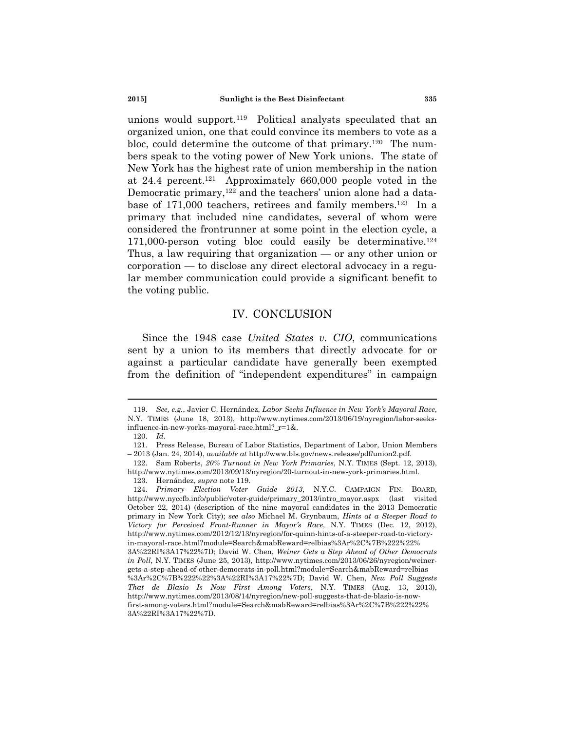unions would support.[119] Political analysts speculated that an organized union, one that could convince its members to vote as a bloc, could determine the outcome of that primary.[120] The numbers speak to the voting power of New York unions. The state of New York has the highest rate of union membership in the nation at 24.4 percent.[121] Approximately 660,000 people voted in the Democratic primary,[122] and the teachers' union alone had a database of 171,000 teachers, retirees and family members.[123] In a primary that included nine candidates, several of whom were considered the frontrunner at some point in the election cycle, a 171,000-person voting bloc could easily be determinative.[124] Thus, a law requiring that organization — or any other union or corporation — to disclose any direct electoral advocacy in a regular member communication could provide a significant benefit to the voting public.

## IV. CONCLUSION

Since the 1948 case *United States v. CIO*, communications sent by a union to its members that directly advocate for or against a particular candidate have generally been exempted from the definition of "independent expenditures" in campaign

---

119. *See, e.g.*, Javier C. Hernández, *Labor Seeks Influence in New York's Mayoral Race*, N.Y. TIMES (June 18, 2013), http://www.nytimes.com/2013/06/19/nyregion/labor-seeks-influence-in-new-yorks-mayoral-race.html?_r=1&.

120. *Id*.

121. Press Release, Bureau of Labor Statistics, Department of Labor, Union Members – 2013 (Jan. 24, 2014), *available at* http://www.bls.gov/news.release/pdf/union2.pdf.

122. Sam Roberts, *20% Turnout in New York Primaries*, N.Y. TIMES (Sept. 12, 2013), http://www.nytimes.com/2013/09/13/nyregion/20-turnout-in-new-york-primaries.html.

123. Hernández, *supra* note 119.

124. *Primary Election Voter Guide 2013*, N.Y.C. CAMPAIGN FIN. BOARD, http://www.nyccfb.info/public/voter-guide/primary_2013/intro_mayor.aspx (last visited October 22, 2014) (description of the nine mayoral candidates in the 2013 Democratic primary in New York City); *see also* Michael M. Grynbaum, *Hints at a Steeper Road to Victory for Perceived Front-Runner in Mayor's Race*, N.Y. TIMES (Dec. 12, 2012), http://www.nytimes.com/2012/12/13/nyregion/for-quinn-hints-of-a-steeper-road-to-victory-in-mayoral-race.html?module=Search&mabReward=relbias%3Ar%2C%7B%222%22%3A%22RI%3A17%22%7D; David W. Chen, *Weiner Gets a Step Ahead of Other Democrats in Poll*, N.Y. TIMES (June 25, 2013), http://www.nytimes.com/2013/06/26/nyregion/weiner-gets-a-step-ahead-of-other-democrats-in-poll.html?module=Search&mabReward=relbias%3Ar%2C%7B%222%22%3A%22RI%3A17%22%7D; David W. Chen, *New Poll Suggests That de Blasio Is Now First Among Voters*, N.Y. TIMES (Aug. 13, 2013), http://www.nytimes.com/2013/08/14/nyregion/new-poll-suggests-that-de-blasio-is-now-first-among-voters.html?module=Search&mabReward=relbias%3Ar%2C%7B%222%22%3A%22RI%3A17%22%7D.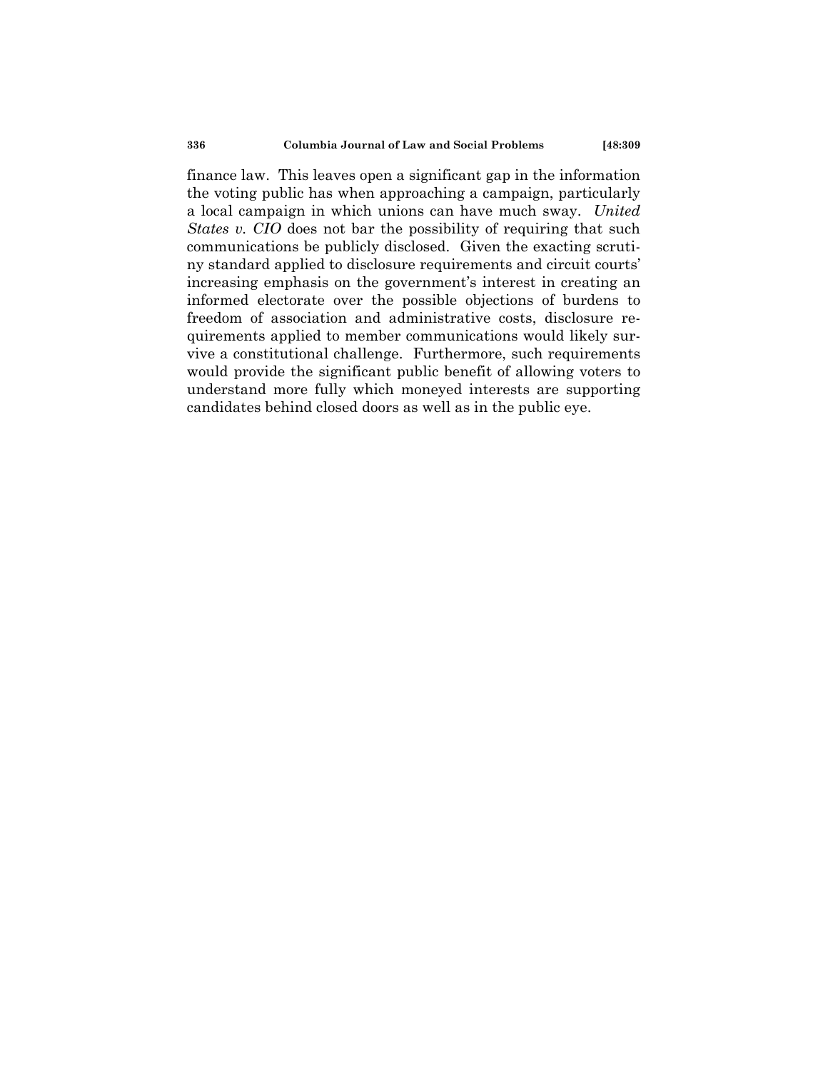finance law. This leaves open a significant gap in the information the voting public has when approaching a campaign, particularly a local campaign in which unions can have much sway. *United States v. CIO* does not bar the possibility of requiring that such communications be publicly disclosed. Given the exacting scrutiny standard applied to disclosure requirements and circuit courts' increasing emphasis on the government's interest in creating an informed electorate over the possible objections of burdens to freedom of association and administrative costs, disclosure requirements applied to member communications would likely survive a constitutional challenge. Furthermore, such requirements would provide the significant public benefit of allowing voters to understand more fully which moneyed interests are supporting candidates behind closed doors as well as in the public eye.